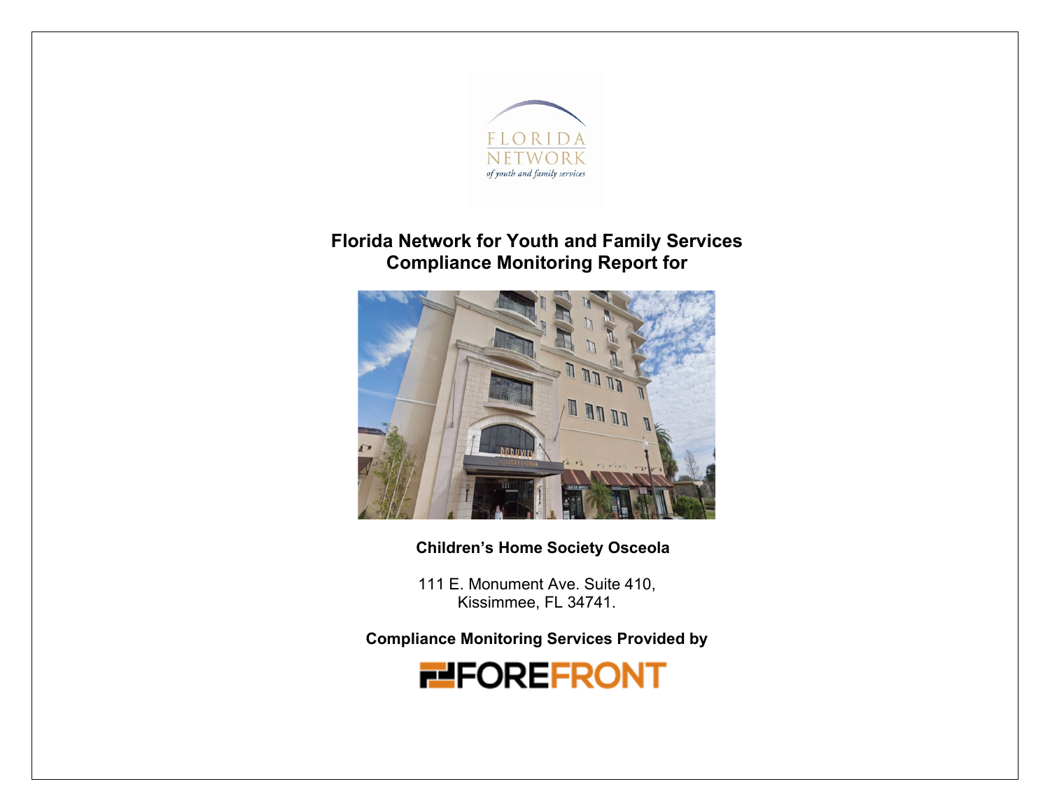# Florida Network for Youth and Family Services Compliance Monitoring Report for

**Children's Home Society Osceola**

111 E. Monument Ave. Suite 410,
Kissimmee, FL 34741.

**Compliance Monitoring Services Provided by**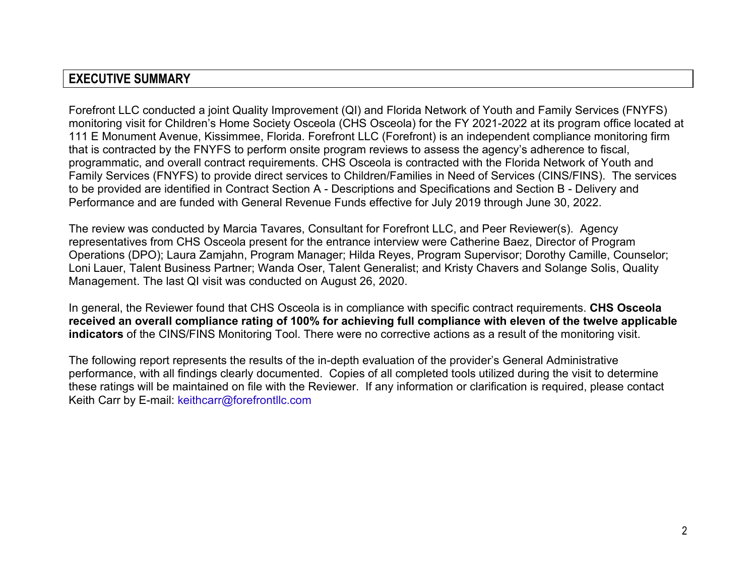## EXECUTIVE SUMMARY

Forefront LLC conducted a joint Quality Improvement (QI) and Florida Network of Youth and Family Services (FNYFS) monitoring visit for Children's Home Society Osceola (CHS Osceola) for the FY 2021-2022 at its program office located at 111 E Monument Avenue, Kissimmee, Florida. Forefront LLC (Forefront) is an independent compliance monitoring firm that is contracted by the FNYFS to perform onsite program reviews to assess the agency's adherence to fiscal, programmatic, and overall contract requirements. CHS Osceola is contracted with the Florida Network of Youth and Family Services (FNYFS) to provide direct services to Children/Families in Need of Services (CINS/FINS). The services to be provided are identified in Contract Section A - Descriptions and Specifications and Section B - Delivery and Performance and are funded with General Revenue Funds effective for July 2019 through June 30, 2022.

The review was conducted by Marcia Tavares, Consultant for Forefront LLC, and Peer Reviewer(s). Agency representatives from CHS Osceola present for the entrance interview were Catherine Baez, Director of Program Operations (DPO); Laura Zamjahn, Program Manager; Hilda Reyes, Program Supervisor; Dorothy Camille, Counselor; Loni Lauer, Talent Business Partner; Wanda Oser, Talent Generalist; and Kristy Chavers and Solange Solis, Quality Management. The last QI visit was conducted on August 26, 2020.

In general, the Reviewer found that CHS Osceola is in compliance with specific contract requirements. **CHS Osceola received an overall compliance rating of 100% for achieving full compliance with eleven of the twelve applicable indicators** of the CINS/FINS Monitoring Tool. There were no corrective actions as a result of the monitoring visit.

The following report represents the results of the in-depth evaluation of the provider's General Administrative performance, with all findings clearly documented. Copies of all completed tools utilized during the visit to determine these ratings will be maintained on file with the Reviewer. If any information or clarification is required, please contact Keith Carr by E-mail: keithcarr@forefrontllc.com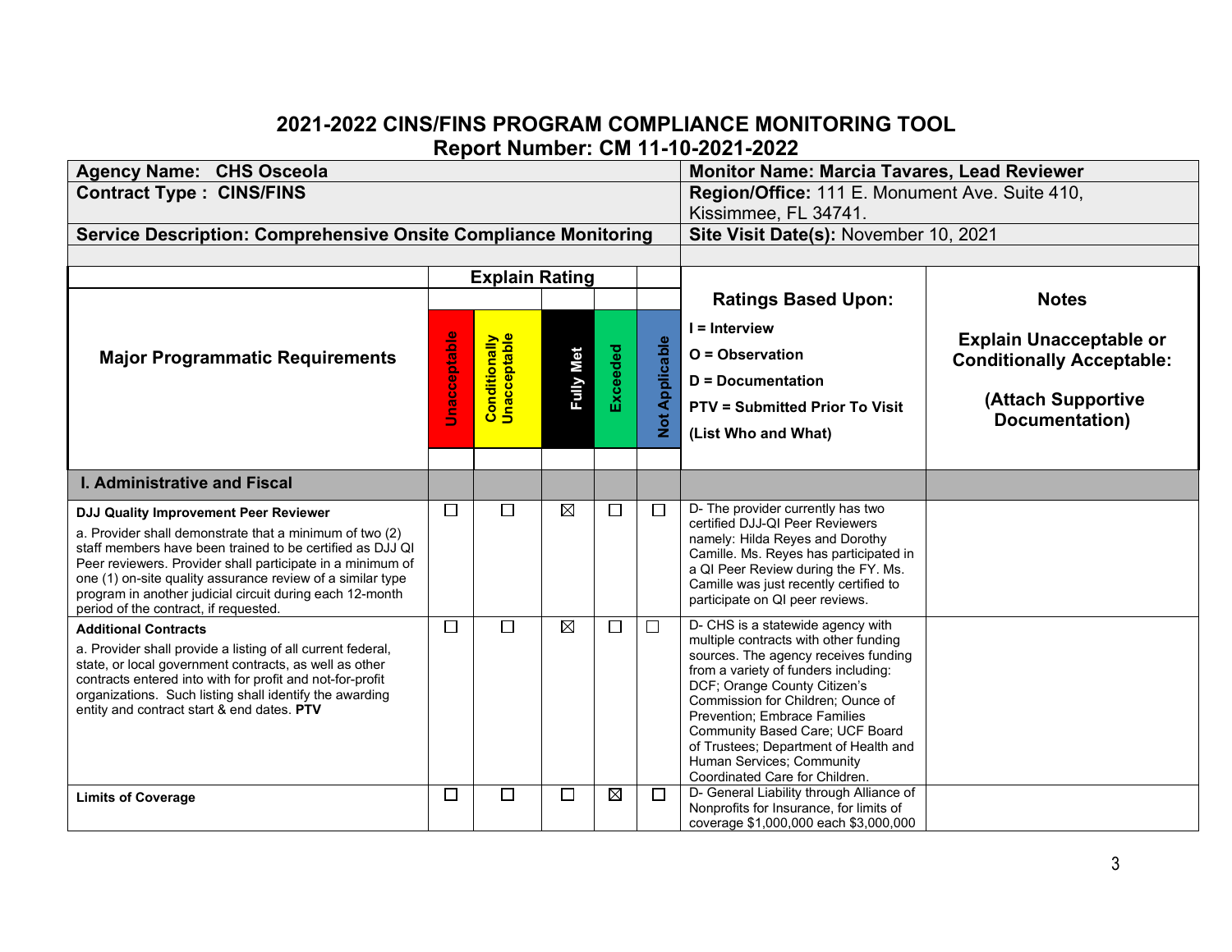## 2021-2022 CINS/FINS PROGRAM COMPLIANCE MONITORING TOOL
## Report Number: CM 11-10-2021-2022

| **Agency Name: CHS Osceola** | **Monitor Name: Marcia Tavares, Lead Reviewer** |
|---|---|
| **Contract Type : CINS/FINS** | **Region/Office:** 111 E. Monument Ave. Suite 410, Kissimmee, FL 34741. |
| **Service Description: Comprehensive Onsite Compliance Monitoring** | **Site Visit Date(s):** November 10, 2021 |

| **Major Programmatic Requirements** | **Explain Rating** | | | | | **Ratings Based Upon:** | **Notes** |
|---|---|---|---|---|---|---|---|
| | **Unacceptable** | **Conditionally Unacceptable** | **Fully Met** | **Exceeded** | **Not Applicable** | **I = Interview**<br>**O = Observation**<br>**D = Documentation**<br>**PTV = Submitted Prior To Visit**<br>**(List Who and What)** | **Explain Unacceptable or Conditionally Acceptable:**<br>**(Attach Supportive Documentation)** |
| **I. Administrative and Fiscal** | | | | | | | |
| **DJJ Quality Improvement Peer Reviewer**<br>a. Provider shall demonstrate that a minimum of two (2) staff members have been trained to be certified as DJJ QI Peer reviewers. Provider shall participate in a minimum of one (1) on-site quality assurance review of a similar type program in another judicial circuit during each 12-month period of the contract, if requested. | ☐ | ☐ | ☒ | ☐ | ☐ | D- The provider currently has two certified DJJ-QI Peer Reviewers namely: Hilda Reyes and Dorothy Camille. Ms. Reyes has participated in a QI Peer Review during the FY. Ms. Camille was just recently certified to participate on QI peer reviews. | |
| **Additional Contracts**<br>a. Provider shall provide a listing of all current federal, state, or local government contracts, as well as other contracts entered into with for profit and not-for-profit organizations. Such listing shall identify the awarding entity and contract start & end dates. **PTV** | ☐ | ☐ | ☒ | ☐ | ☐ | D- CHS is a statewide agency with multiple contracts with other funding sources. The agency receives funding from a variety of funders including: DCF; Orange County Citizen's Commission for Children; Ounce of Prevention; Embrace Families Community Based Care; UCF Board of Trustees; Department of Health and Human Services; Community Coordinated Care for Children. | |
| **Limits of Coverage** | ☐ | ☐ | ☐ | ☒ | ☐ | D- General Liability through Alliance of Nonprofits for Insurance, for limits of coverage $1,000,000 each $3,000,000 | |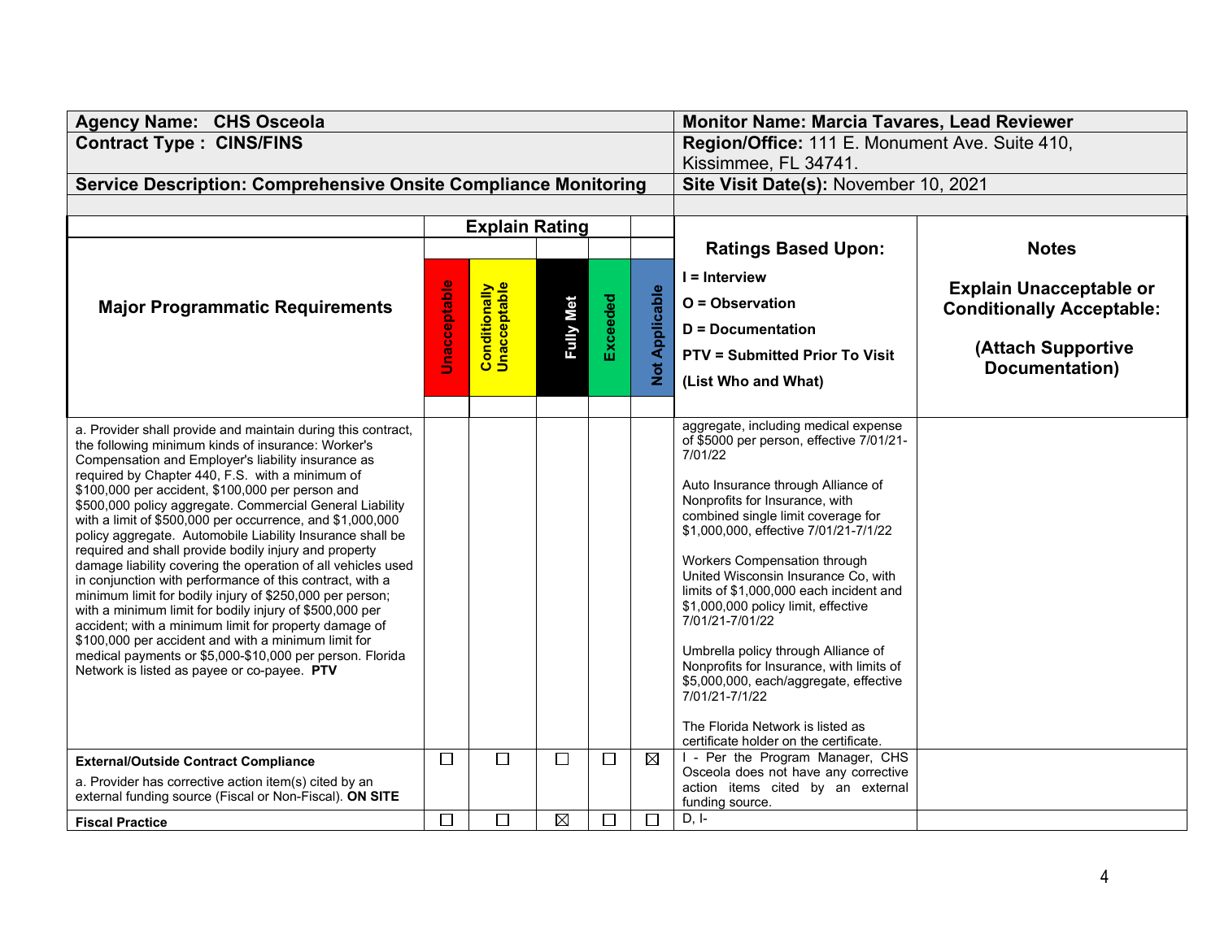| Agency Name: CHS Osceola | | | | | | Monitor Name: Marcia Tavares, Lead Reviewer | |
|---|---|---|---|---|---|---|---|
| **Contract Type : CINS/FINS** | | | | | | **Region/Office:** 111 E. Monument Ave. Suite 410, Kissimmee, FL 34741. | |
| **Service Description: Comprehensive Onsite Compliance Monitoring** | | | | | | **Site Visit Date(s):** November 10, 2021 | |

| Major Programmatic Requirements | Explain Rating | | | | | Ratings Based Upon: I = Interview O = Observation D = Documentation PTV = Submitted Prior To Visit (List Who and What) | Notes Explain Unacceptable or Conditionally Acceptable: (Attach Supportive Documentation) |
|---|---|---|---|---|---|---|---|
| | Unacceptable | Conditionally Unacceptable | Fully Met | Exceeded | Not Applicable | | |
| a. Provider shall provide and maintain during this contract, the following minimum kinds of insurance: Worker's Compensation and Employer's liability insurance as required by Chapter 440, F.S. with a minimum of $100,000 per accident, $100,000 per person and $500,000 policy aggregate. Commercial General Liability with a limit of $500,000 per occurrence, and $1,000,000 policy aggregate. Automobile Liability Insurance shall be required and shall provide bodily injury and property damage liability covering the operation of all vehicles used in conjunction with performance of this contract, with a minimum limit for bodily injury of $250,000 per person; with a minimum limit for bodily injury of $500,000 per accident; with a minimum limit for property damage of $100,000 per accident and with a minimum limit for medical payments or $5,000-$10,000 per person. Florida Network is listed as payee or co-payee. **PTV** | | | | | | aggregate, including medical expense of $5000 per person, effective 7/01/21-7/01/22<br><br>Auto Insurance through Alliance of Nonprofits for Insurance, with combined single limit coverage for $1,000,000, effective 7/01/21-7/1/22<br><br>Workers Compensation through United Wisconsin Insurance Co, with limits of $1,000,000 each incident and $1,000,000 policy limit, effective 7/01/21-7/01/22<br><br>Umbrella policy through Alliance of Nonprofits for Insurance, with limits of $5,000,000, each/aggregate, effective 7/01/21-7/1/22<br><br>The Florida Network is listed as certificate holder on the certificate. | |
| **External/Outside Contract Compliance**<br>a. Provider has corrective action item(s) cited by an external funding source (Fiscal or Non-Fiscal). **ON SITE** | ☐ | ☐ | ☐ | ☐ | ☒ | I - Per the Program Manager, CHS Osceola does not have any corrective action items cited by an external funding source. | |
| **Fiscal Practice** | ☐ | ☐ | ☒ | ☐ | ☐ | D, I- | |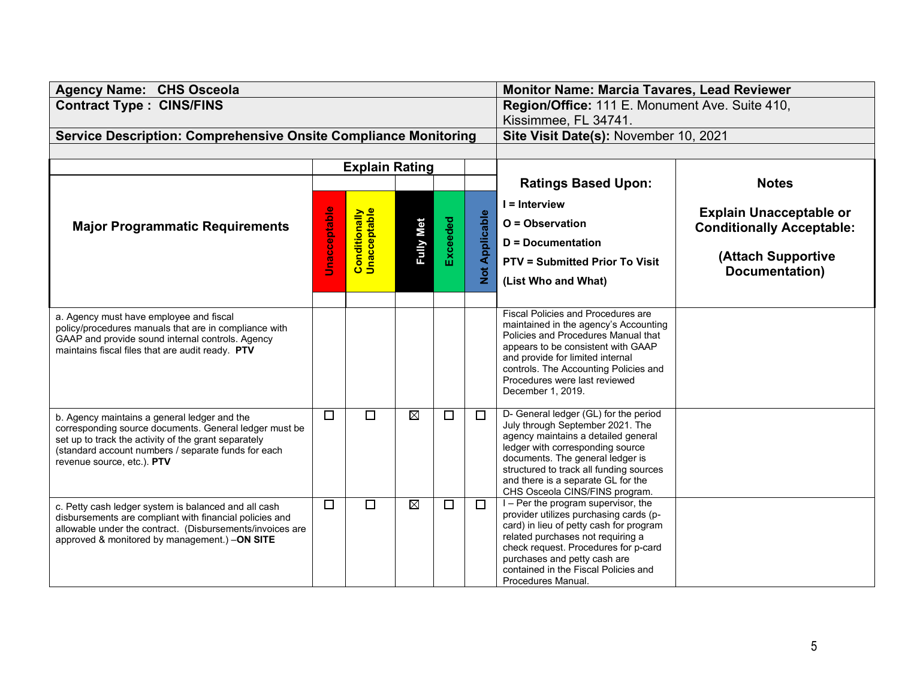| Agency Name: CHS Osceola | Monitor Name: Marcia Tavares, Lead Reviewer |
|---|---|
| Contract Type : CINS/FINS | Region/Office: 111 E. Monument Ave. Suite 410, Kissimmee, FL 34741. |
| Service Description: Comprehensive Onsite Compliance Monitoring | Site Visit Date(s): November 10, 2021 |

| Major Programmatic Requirements | Explain Rating | | | | | Ratings Based Upon: I = Interview O = Observation D = Documentation PTV = Submitted Prior To Visit (List Who and What) | Notes Explain Unacceptable or Conditionally Acceptable: (Attach Supportive Documentation) |
|---|---|---|---|---|---|---|---|
| | Unacceptable | Conditionally Unacceptable | Fully Met | Exceeded | Not Applicable | | |
| a. Agency must have employee and fiscal policy/procedures manuals that are in compliance with GAAP and provide sound internal controls. Agency maintains fiscal files that are audit ready. **PTV** | | | | | | Fiscal Policies and Procedures are maintained in the agency's Accounting Policies and Procedures Manual that appears to be consistent with GAAP and provide for limited internal controls. The Accounting Policies and Procedures were last reviewed December 1, 2019. | |
| b. Agency maintains a general ledger and the corresponding source documents. General ledger must be set up to track the activity of the grant separately (standard account numbers / separate funds for each revenue source, etc.). **PTV** | ☐ | ☐ | ☒ | ☐ | ☐ | D- General ledger (GL) for the period July through September 2021. The agency maintains a detailed general ledger with corresponding source documents. The general ledger is structured to track all funding sources and there is a separate GL for the CHS Osceola CINS/FINS program. | |
| c. Petty cash ledger system is balanced and all cash disbursements are compliant with financial policies and allowable under the contract. (Disbursements/invoices are approved & monitored by management.) –**ON SITE** | ☐ | ☐ | ☒ | ☐ | ☐ | I – Per the program supervisor, the provider utilizes purchasing cards (p-card) in lieu of petty cash for program related purchases not requiring a check request. Procedures for p-card purchases and petty cash are contained in the Fiscal Policies and Procedures Manual. | |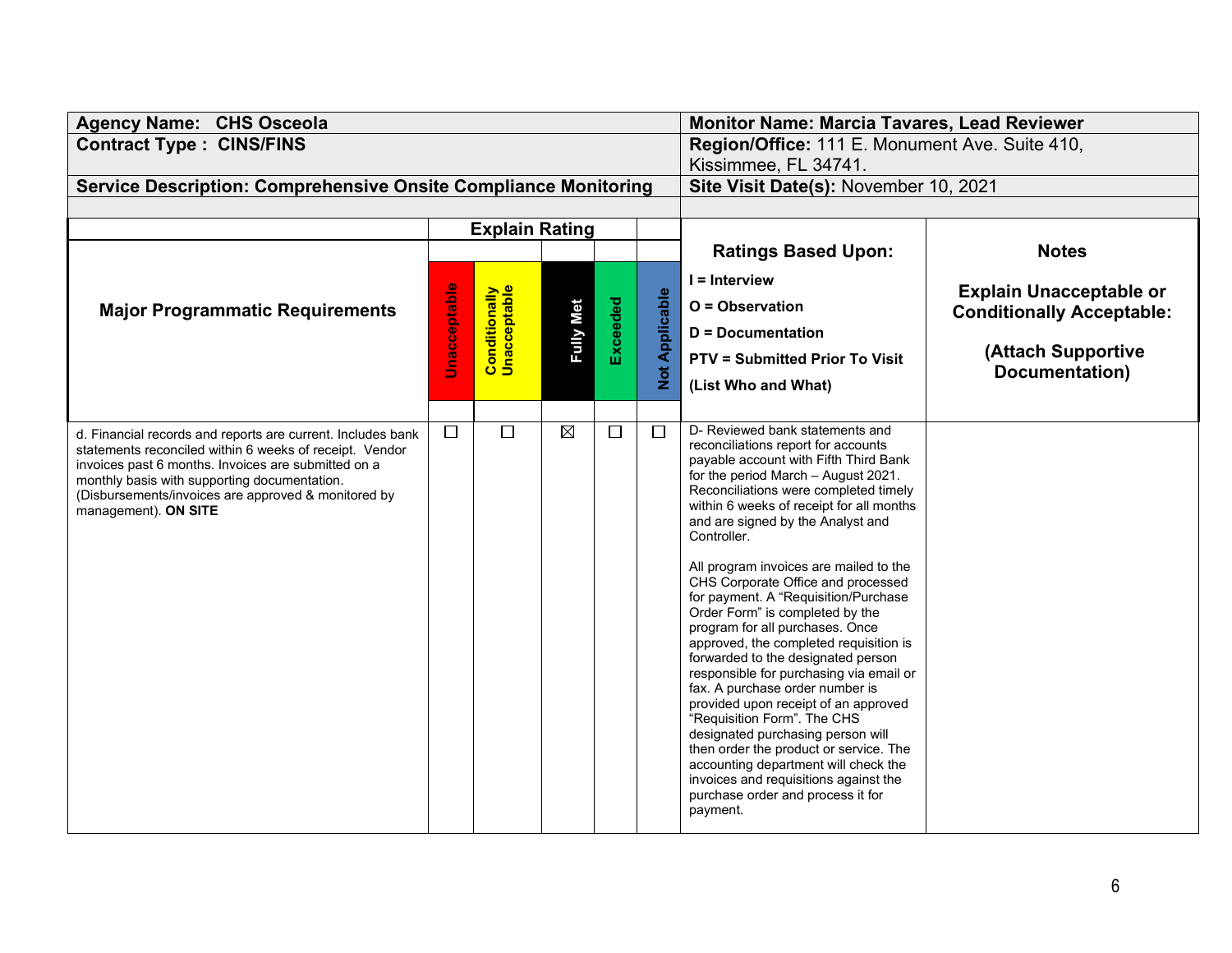| Agency Name: CHS Osceola | | | | | | Monitor Name: Marcia Tavares, Lead Reviewer | |
|---|---|---|---|---|---|---|---|
| **Contract Type : CINS/FINS** | | | | | | **Region/Office:** 111 E. Monument Ave. Suite 410, Kissimmee, FL 34741. | |
| **Service Description: Comprehensive Onsite Compliance Monitoring** | | | | | | **Site Visit Date(s):** November 10, 2021 | |

| Major Programmatic Requirements | Explain Rating | | | | | Ratings Based Upon: I = Interview O = Observation D = Documentation PTV = Submitted Prior To Visit (List Who and What) | Notes Explain Unacceptable or Conditionally Acceptable: (Attach Supportive Documentation) |
|---|---|---|---|---|---|---|---|
| | Unacceptable | Conditionally Unacceptable | Fully Met | Exceeded | Not Applicable | | |
| d. Financial records and reports are current. Includes bank statements reconciled within 6 weeks of receipt. Vendor invoices past 6 months. Invoices are submitted on a monthly basis with supporting documentation. (Disbursements/invoices are approved & monitored by management). **ON SITE** | ☐ | ☐ | ☒ | ☐ | ☐ | D- Reviewed bank statements and reconciliations report for accounts payable account with Fifth Third Bank for the period March – August 2021. Reconciliations were completed timely within 6 weeks of receipt for all months and are signed by the Analyst and Controller.<br><br>All program invoices are mailed to the CHS Corporate Office and processed for payment. A "Requisition/Purchase Order Form" is completed by the program for all purchases. Once approved, the completed requisition is forwarded to the designated person responsible for purchasing via email or fax. A purchase order number is provided upon receipt of an approved "Requisition Form". The CHS designated purchasing person will then order the product or service. The accounting department will check the invoices and requisitions against the purchase order and process it for payment. | |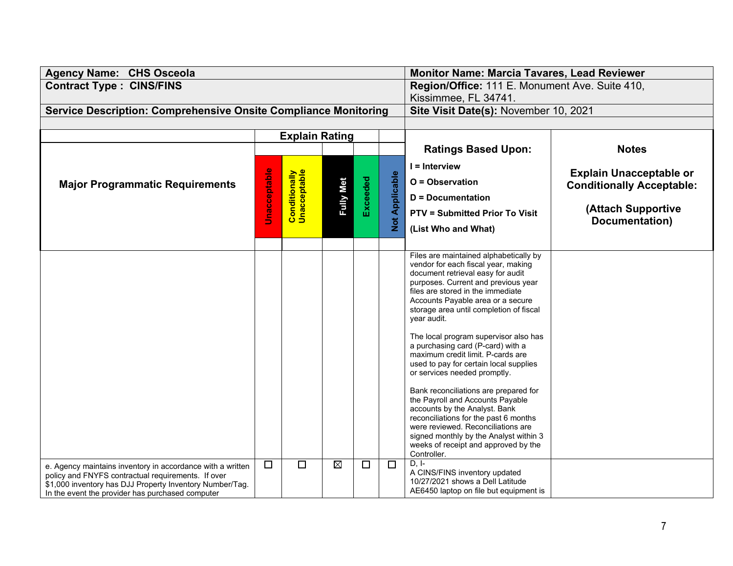| Agency Name: CHS Osceola | Monitor Name: Marcia Tavares, Lead Reviewer |
|---|---|
| Contract Type : CINS/FINS | Region/Office: 111 E. Monument Ave. Suite 410, Kissimmee, FL 34741. |
| Service Description: Comprehensive Onsite Compliance Monitoring | Site Visit Date(s): November 10, 2021 |

| Major Programmatic Requirements | Unacceptable | Conditionally Unacceptable | Fully Met | Exceeded | Not Applicable | Ratings Based Upon: I = Interview O = Observation D = Documentation PTV = Submitted Prior To Visit (List Who and What) | Notes Explain Unacceptable or Conditionally Acceptable: (Attach Supportive Documentation) |
|---|---|---|---|---|---|---|---|
| | | | | | | Files are maintained alphabetically by vendor for each fiscal year, making document retrieval easy for audit purposes. Current and previous year files are stored in the immediate Accounts Payable area or a secure storage area until completion of fiscal year audit.<br><br>The local program supervisor also has a purchasing card (P-card) with a maximum credit limit. P-cards are used to pay for certain local supplies or services needed promptly.<br><br>Bank reconciliations are prepared for the Payroll and Accounts Payable accounts by the Analyst. Bank reconciliations for the past 6 months were reviewed. Reconciliations are signed monthly by the Analyst within 3 weeks of receipt and approved by the Controller. | |
| e. Agency maintains inventory in accordance with a written policy and FNYFS contractual requirements. If over $1,000 inventory has DJJ Property Inventory Number/Tag. In the event the provider has purchased computer | ☐ | ☐ | ☒ | ☐ | ☐ | D, I-<br>A CINS/FINS inventory updated 10/27/2021 shows a Dell Latitude AE6450 laptop on file but equipment is | |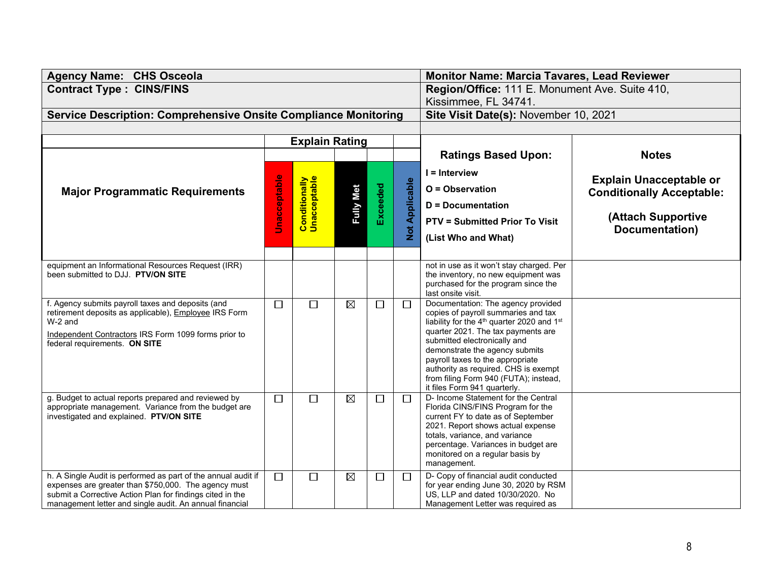| Agency Name: CHS Osceola | | | | | | Monitor Name: Marcia Tavares, Lead Reviewer | |
|---|---|---|---|---|---|---|---|
| **Contract Type : CINS/FINS** | | | | | | **Region/Office:** 111 E. Monument Ave. Suite 410, Kissimmee, FL 34741. | |
| **Service Description: Comprehensive Onsite Compliance Monitoring** | | | | | | **Site Visit Date(s):** November 10, 2021 | |

| Major Programmatic Requirements | Unacceptable | Conditionally Unacceptable | Fully Met | Exceeded | Not Applicable | Ratings Based Upon: I = Interview O = Observation D = Documentation PTV = Submitted Prior To Visit (List Who and What) | Notes Explain Unacceptable or Conditionally Acceptable: (Attach Supportive Documentation) |
|---|---|---|---|---|---|---|---|
| equipment an Informational Resources Request (IRR) been submitted to DJJ. **PTV/ON SITE** | | | | | | not in use as it won't stay charged. Per the inventory, no new equipment was purchased for the program since the last onsite visit. | |
| f. Agency submits payroll taxes and deposits (and retirement deposits as applicable), Employee IRS Form W-2 and Independent Contractors IRS Form 1099 forms prior to federal requirements. **ON SITE** | ☐ | ☐ | ☒ | ☐ | ☐ | Documentation: The agency provided copies of payroll summaries and tax liability for the 4th quarter 2020 and 1st quarter 2021. The tax payments are submitted electronically and demonstrate the agency submits payroll taxes to the appropriate authority as required. CHS is exempt from filing Form 940 (FUTA); instead, it files Form 941 quarterly. | |
| g. Budget to actual reports prepared and reviewed by appropriate management. Variance from the budget are investigated and explained. **PTV/ON SITE** | ☐ | ☐ | ☒ | ☐ | ☐ | D- Income Statement for the Central Florida CINS/FINS Program for the current FY to date as of September 2021. Report shows actual expense totals, variance, and variance percentage. Variances in budget are monitored on a regular basis by management. | |
| h. A Single Audit is performed as part of the annual audit if expenses are greater than $750,000. The agency must submit a Corrective Action Plan for findings cited in the management letter and single audit. An annual financial | ☐ | ☐ | ☒ | ☐ | ☐ | D- Copy of financial audit conducted for year ending June 30, 2020 by RSM US, LLP and dated 10/30/2020. No Management Letter was required as | |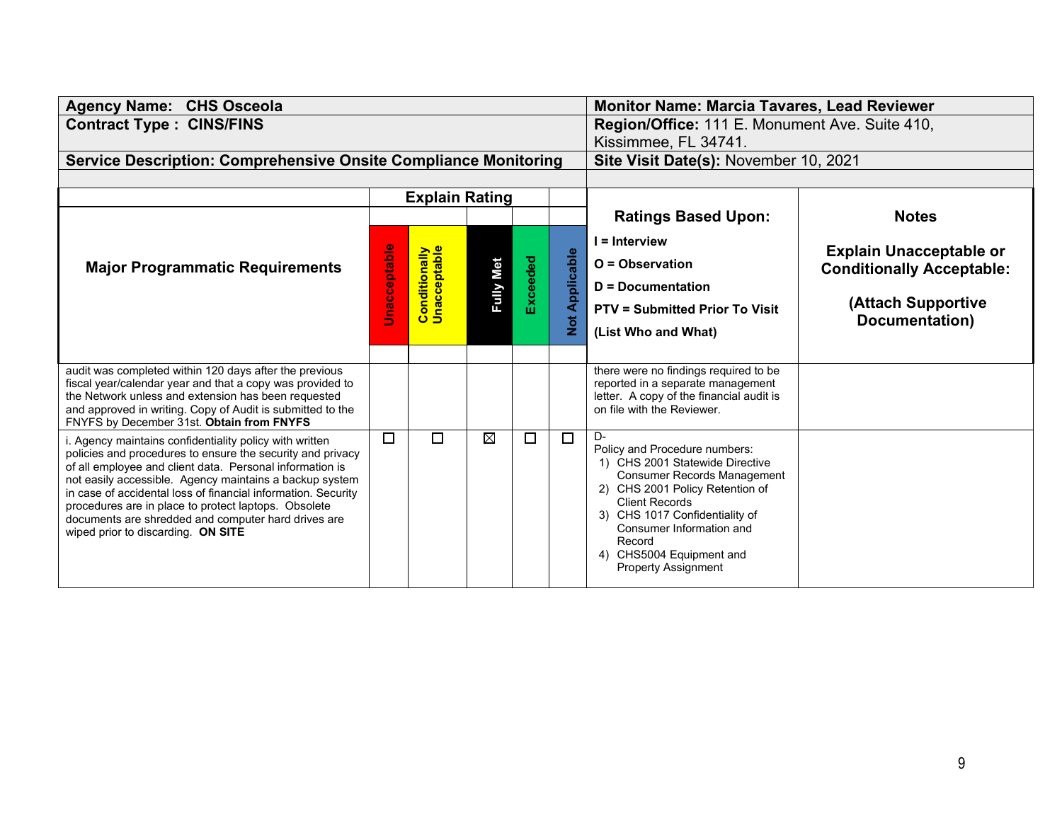| Agency Name: CHS Osceola | Monitor Name: Marcia Tavares, Lead Reviewer |
|---|---|
| **Contract Type : CINS/FINS** | **Region/Office:** 111 E. Monument Ave. Suite 410, Kissimmee, FL 34741. |
| **Service Description: Comprehensive Onsite Compliance Monitoring** | **Site Visit Date(s):** November 10, 2021 |

| Major Programmatic Requirements | Explain Rating | | | | | Ratings Based Upon: I = Interview O = Observation D = Documentation PTV = Submitted Prior To Visit (List Who and What) | Notes Explain Unacceptable or Conditionally Acceptable: (Attach Supportive Documentation) |
|---|---|---|---|---|---|---|---|
| | Unacceptable | Conditionally Unacceptable | Fully Met | Exceeded | Not Applicable | | |
| audit was completed within 120 days after the previous fiscal year/calendar year and that a copy was provided to the Network unless and extension has been requested and approved in writing. Copy of Audit is submitted to the FNYFS by December 31st. **Obtain from FNYFS** | | | | | | there were no findings required to be reported in a separate management letter. A copy of the financial audit is on file with the Reviewer. | |
| i. Agency maintains confidentiality policy with written policies and procedures to ensure the security and privacy of all employee and client data. Personal information is not easily accessible. Agency maintains a backup system in case of accidental loss of financial information. Security procedures are in place to protect laptops. Obsolete documents are shredded and computer hard drives are wiped prior to discarding. **ON SITE** | ☐ | ☐ | ☒ | ☐ | ☐ | D- Policy and Procedure numbers: 1) CHS 2001 Statewide Directive Consumer Records Management 2) CHS 2001 Policy Retention of Client Records 3) CHS 1017 Confidentiality of Consumer Information and Record 4) CHS5004 Equipment and Property Assignment | |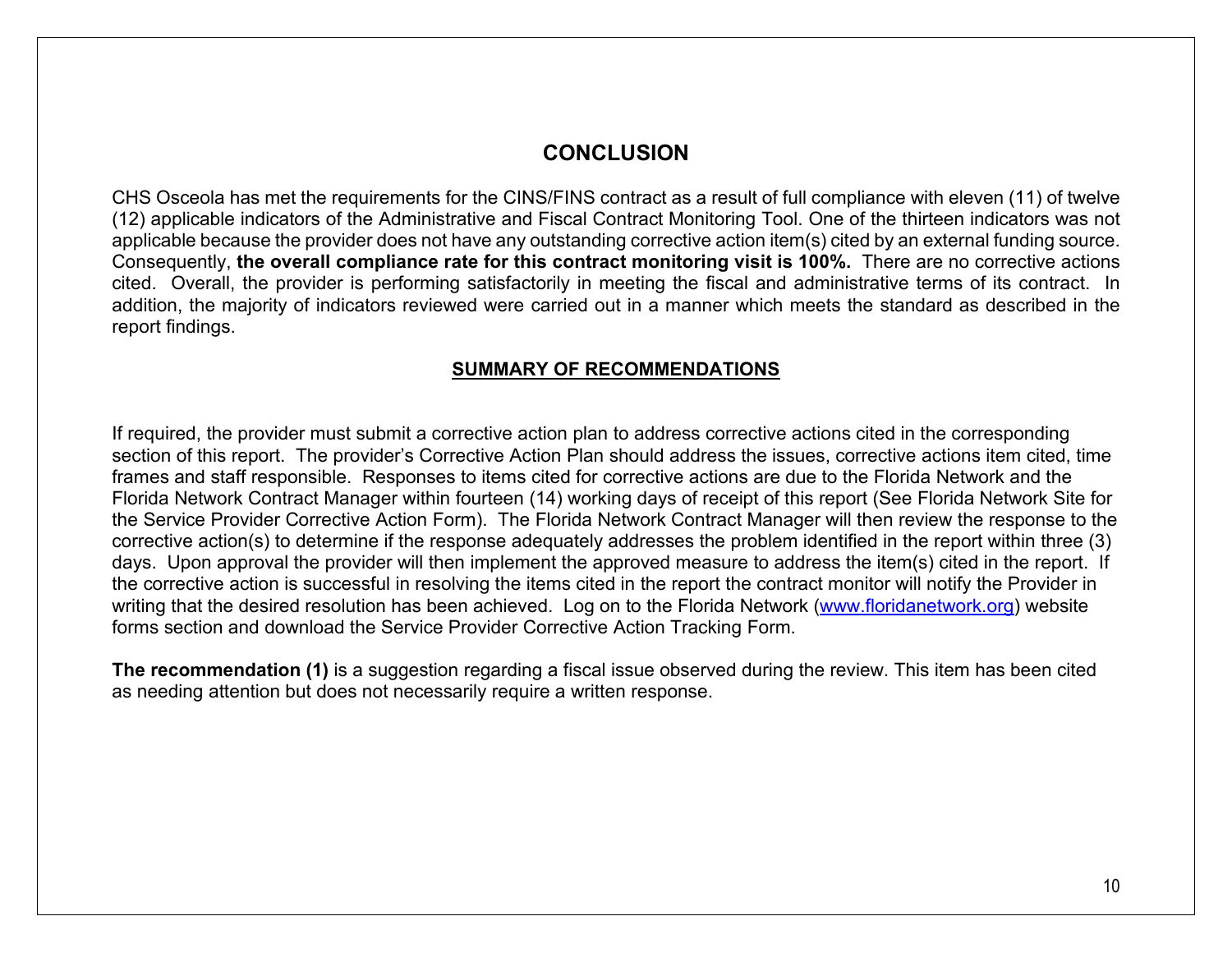## CONCLUSION

CHS Osceola has met the requirements for the CINS/FINS contract as a result of full compliance with eleven (11) of twelve (12) applicable indicators of the Administrative and Fiscal Contract Monitoring Tool. One of the thirteen indicators was not applicable because the provider does not have any outstanding corrective action item(s) cited by an external funding source. Consequently, **the overall compliance rate for this contract monitoring visit is 100%.** There are no corrective actions cited. Overall, the provider is performing satisfactorily in meeting the fiscal and administrative terms of its contract. In addition, the majority of indicators reviewed were carried out in a manner which meets the standard as described in the report findings.

### SUMMARY OF RECOMMENDATIONS

If required, the provider must submit a corrective action plan to address corrective actions cited in the corresponding section of this report. The provider's Corrective Action Plan should address the issues, corrective actions item cited, time frames and staff responsible. Responses to items cited for corrective actions are due to the Florida Network and the Florida Network Contract Manager within fourteen (14) working days of receipt of this report (See Florida Network Site for the Service Provider Corrective Action Form). The Florida Network Contract Manager will then review the response to the corrective action(s) to determine if the response adequately addresses the problem identified in the report within three (3) days. Upon approval the provider will then implement the approved measure to address the item(s) cited in the report. If the corrective action is successful in resolving the items cited in the report the contract monitor will notify the Provider in writing that the desired resolution has been achieved. Log on to the Florida Network ([www.floridanetwork.org](http://www.floridanetwork.org)) website forms section and download the Service Provider Corrective Action Tracking Form.

**The recommendation (1)** is a suggestion regarding a fiscal issue observed during the review. This item has been cited as needing attention but does not necessarily require a written response.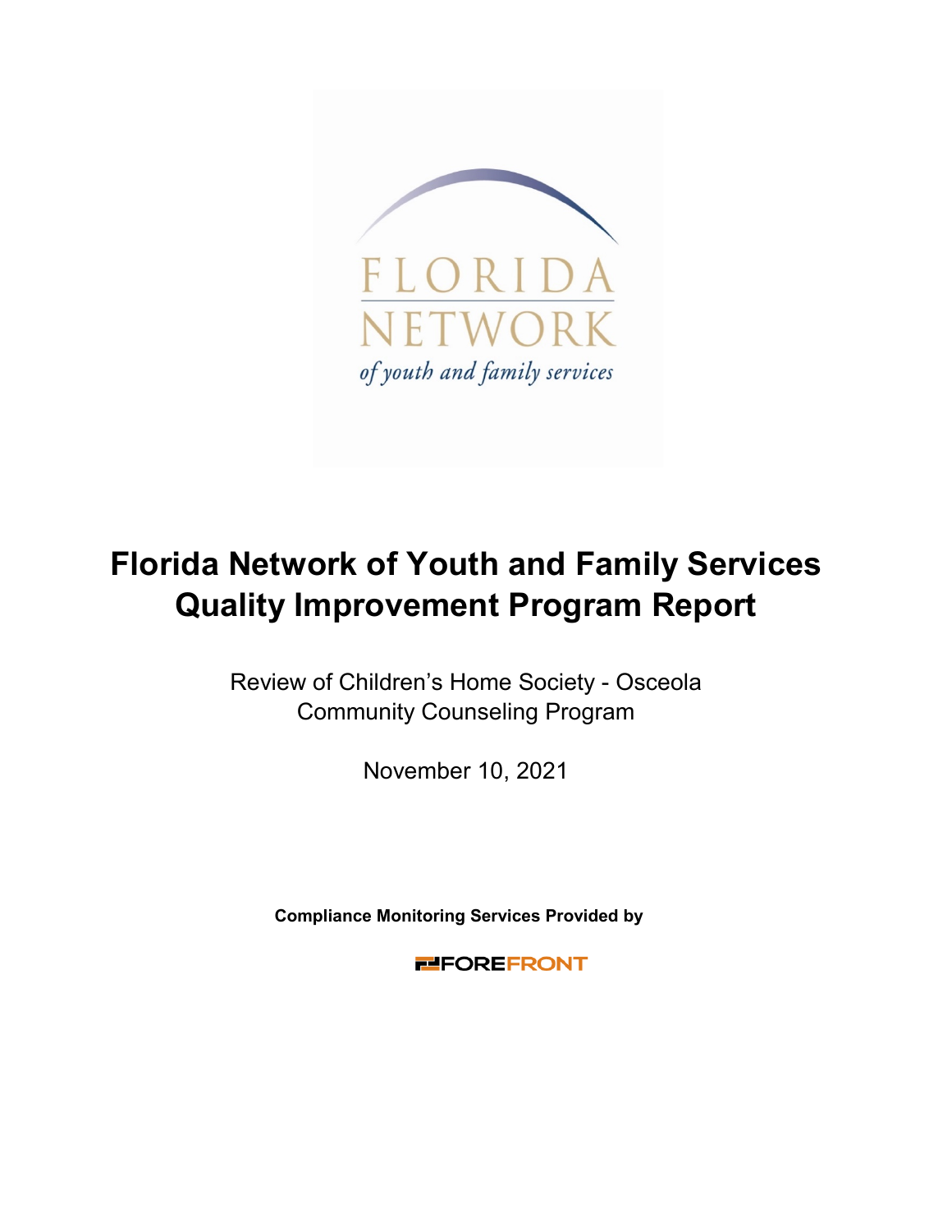# Florida Network of Youth and Family Services Quality Improvement Program Report

Review of Children's Home Society - Osceola Community Counseling Program

November 10, 2021

**Compliance Monitoring Services Provided by**

FOREFRONT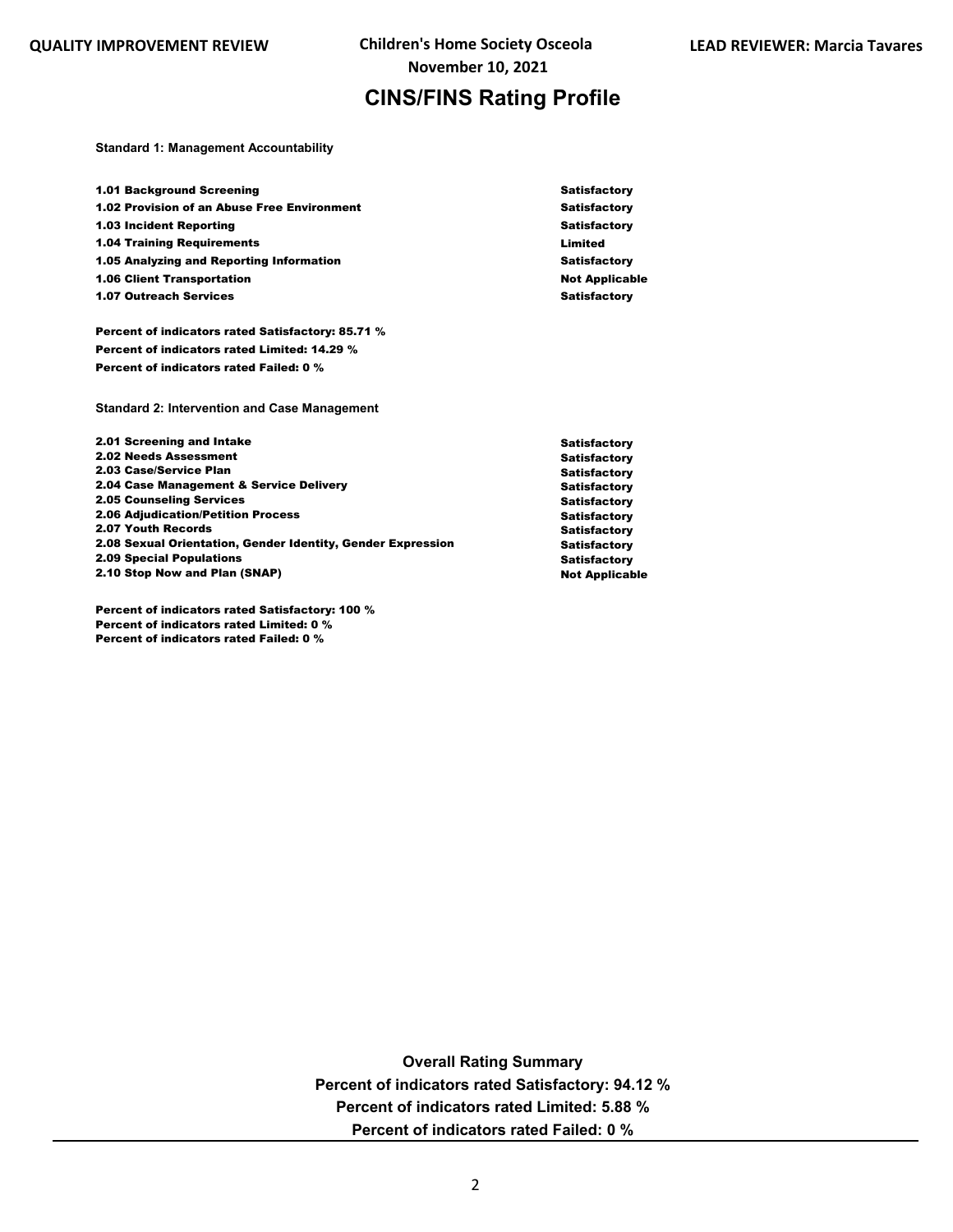# CINS/FINS Rating Profile

**Standard 1: Management Accountability**

| Indicator | Rating |
|---|---|
| 1.01 Background Screening | Satisfactory |
| 1.02 Provision of an Abuse Free Environment | Satisfactory |
| 1.03 Incident Reporting | Satisfactory |
| 1.04 Training Requirements | Limited |
| 1.05 Analyzing and Reporting Information | Satisfactory |
| 1.06 Client Transportation | Not Applicable |
| 1.07 Outreach Services | Satisfactory |

**Percent of indicators rated Satisfactory: 85.71 %**
**Percent of indicators rated Limited: 14.29 %**
**Percent of indicators rated Failed: 0 %**

**Standard 2: Intervention and Case Management**

| Indicator | Rating |
|---|---|
| 2.01 Screening and Intake | Satisfactory |
| 2.02 Needs Assessment | Satisfactory |
| 2.03 Case/Service Plan | Satisfactory |
| 2.04 Case Management & Service Delivery | Satisfactory |
| 2.05 Counseling Services | Satisfactory |
| 2.06 Adjudication/Petition Process | Satisfactory |
| 2.07 Youth Records | Satisfactory |
| 2.08 Sexual Orientation, Gender Identity, Gender Expression | Satisfactory |
| 2.09 Special Populations | Satisfactory |
| 2.10 Stop Now and Plan (SNAP) | Not Applicable |

**Percent of indicators rated Satisfactory: 100 %**
**Percent of indicators rated Limited: 0 %**
**Percent of indicators rated Failed: 0 %**

**Overall Rating Summary**
**Percent of indicators rated Satisfactory: 94.12 %**
**Percent of indicators rated Limited: 5.88 %**
**Percent of indicators rated Failed: 0 %**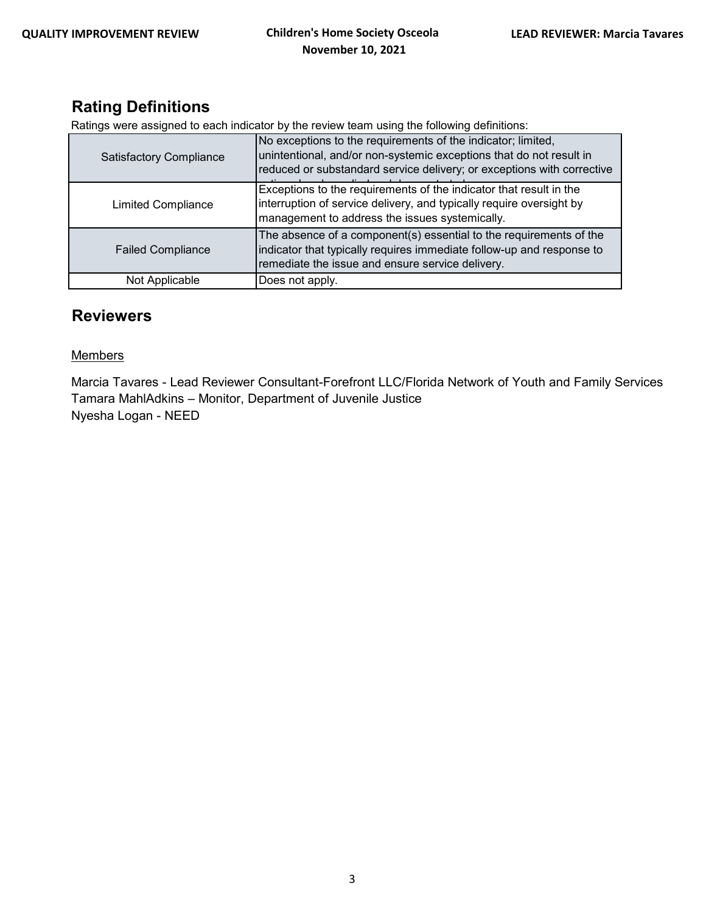## Rating Definitions

Ratings were assigned to each indicator by the review team using the following definitions:

| | |
|---|---|
| Satisfactory Compliance | No exceptions to the requirements of the indicator; limited, unintentional, and/or non-systemic exceptions that do not result in reduced or substandard service delivery; or exceptions with corrective |
| Limited Compliance | Exceptions to the requirements of the indicator that result in the interruption of service delivery, and typically require oversight by management to address the issues systemically. |
| Failed Compliance | The absence of a component(s) essential to the requirements of the indicator that typically requires immediate follow-up and response to remediate the issue and ensure service delivery. |
| Not Applicable | Does not apply. |

## Reviewers

Members

Marcia Tavares - Lead Reviewer Consultant-Forefront LLC/Florida Network of Youth and Family Services
Tamara MahlAdkins – Monitor, Department of Juvenile Justice
Nyesha Logan - NEED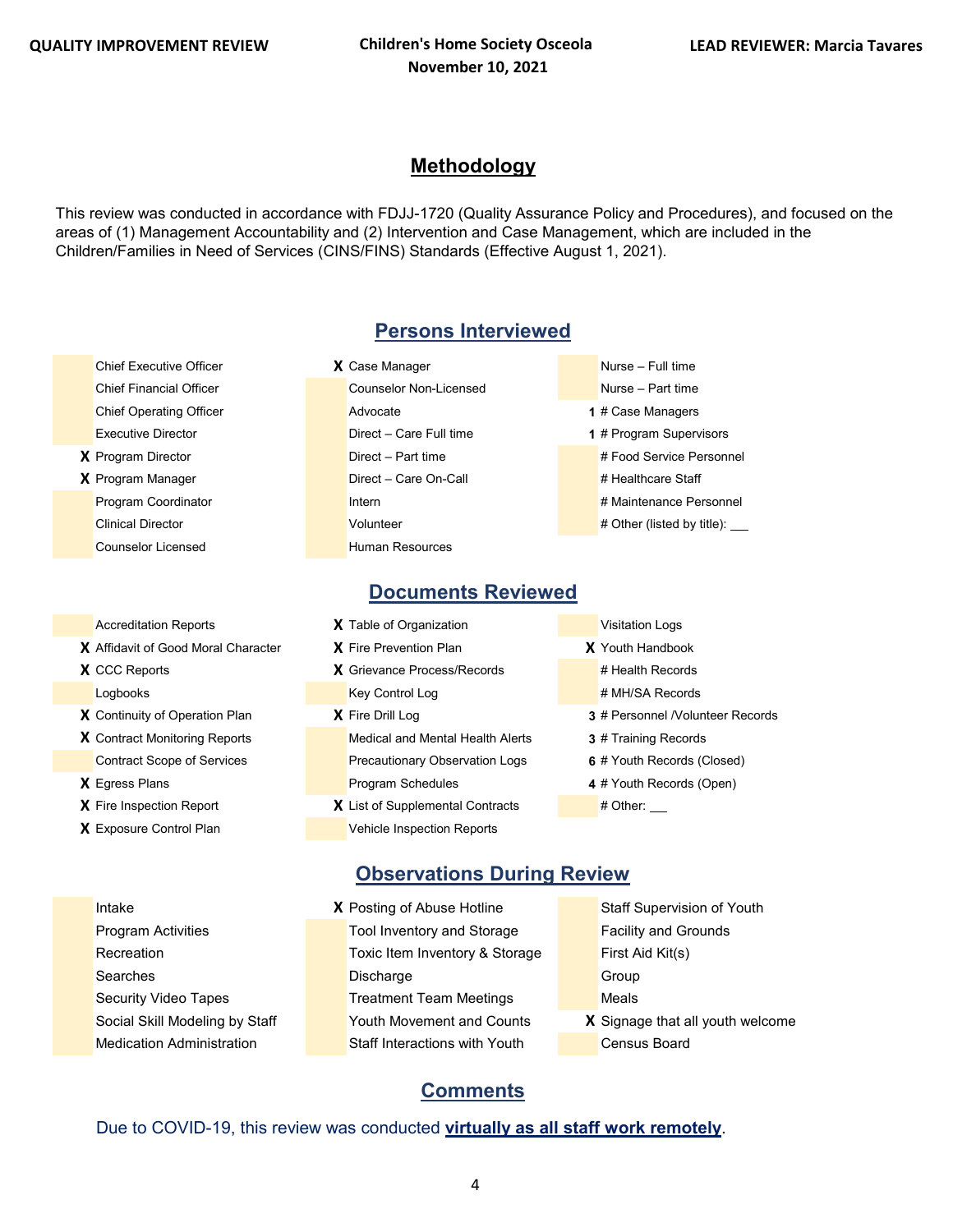## Methodology

This review was conducted in accordance with FDJJ-1720 (Quality Assurance Policy and Procedures), and focused on the areas of (1) Management Accountability and (2) Intervention and Case Management, which are included in the Children/Families in Need of Services (CINS/FINS) Standards (Effective August 1, 2021).

## Persons Interviewed

| | | | | | |
|---|---|---|---|---|---|
| | Chief Executive Officer | X | Case Manager | | Nurse – Full time |
| | Chief Financial Officer | | Counselor Non-Licensed | | Nurse – Part time |
| | Chief Operating Officer | | Advocate | 1 | # Case Managers |
| | Executive Director | | Direct – Care Full time | 1 | # Program Supervisors |
| X | Program Director | | Direct – Part time | | # Food Service Personnel |
| X | Program Manager | | Direct – Care On-Call | | # Healthcare Staff |
| | Program Coordinator | | Intern | | # Maintenance Personnel |
| | Clinical Director | | Volunteer | | # Other (listed by title): ___ |
| | Counselor Licensed | | Human Resources | | |

## Documents Reviewed

| | | | | | |
|---|---|---|---|---|---|
| | Accreditation Reports | X | Table of Organization | | Visitation Logs |
| X | Affidavit of Good Moral Character | X | Fire Prevention Plan | X | Youth Handbook |
| X | CCC Reports | X | Grievance Process/Records | | # Health Records |
| | Logbooks | | Key Control Log | | # MH/SA Records |
| X | Continuity of Operation Plan | X | Fire Drill Log | 3 | # Personnel /Volunteer Records |
| X | Contract Monitoring Reports | | Medical and Mental Health Alerts | 3 | # Training Records |
| | Contract Scope of Services | | Precautionary Observation Logs | 6 | # Youth Records (Closed) |
| X | Egress Plans | | Program Schedules | 4 | # Youth Records (Open) |
| X | Fire Inspection Report | X | List of Supplemental Contracts | | # Other: ___ |
| X | Exposure Control Plan | | Vehicle Inspection Reports | | |

## Observations During Review

| | | | | | |
|---|---|---|---|---|---|
| | Intake | X | Posting of Abuse Hotline | | Staff Supervision of Youth |
| | Program Activities | | Tool Inventory and Storage | | Facility and Grounds |
| | Recreation | | Toxic Item Inventory & Storage | | First Aid Kit(s) |
| | Searches | | Discharge | | Group |
| | Security Video Tapes | | Treatment Team Meetings | | Meals |
| | Social Skill Modeling by Staff | | Youth Movement and Counts | X | Signage that all youth welcome |
| | Medication Administration | | Staff Interactions with Youth | | Census Board |

## Comments

Due to COVID-19, this review was conducted **virtually as all staff work remotely**.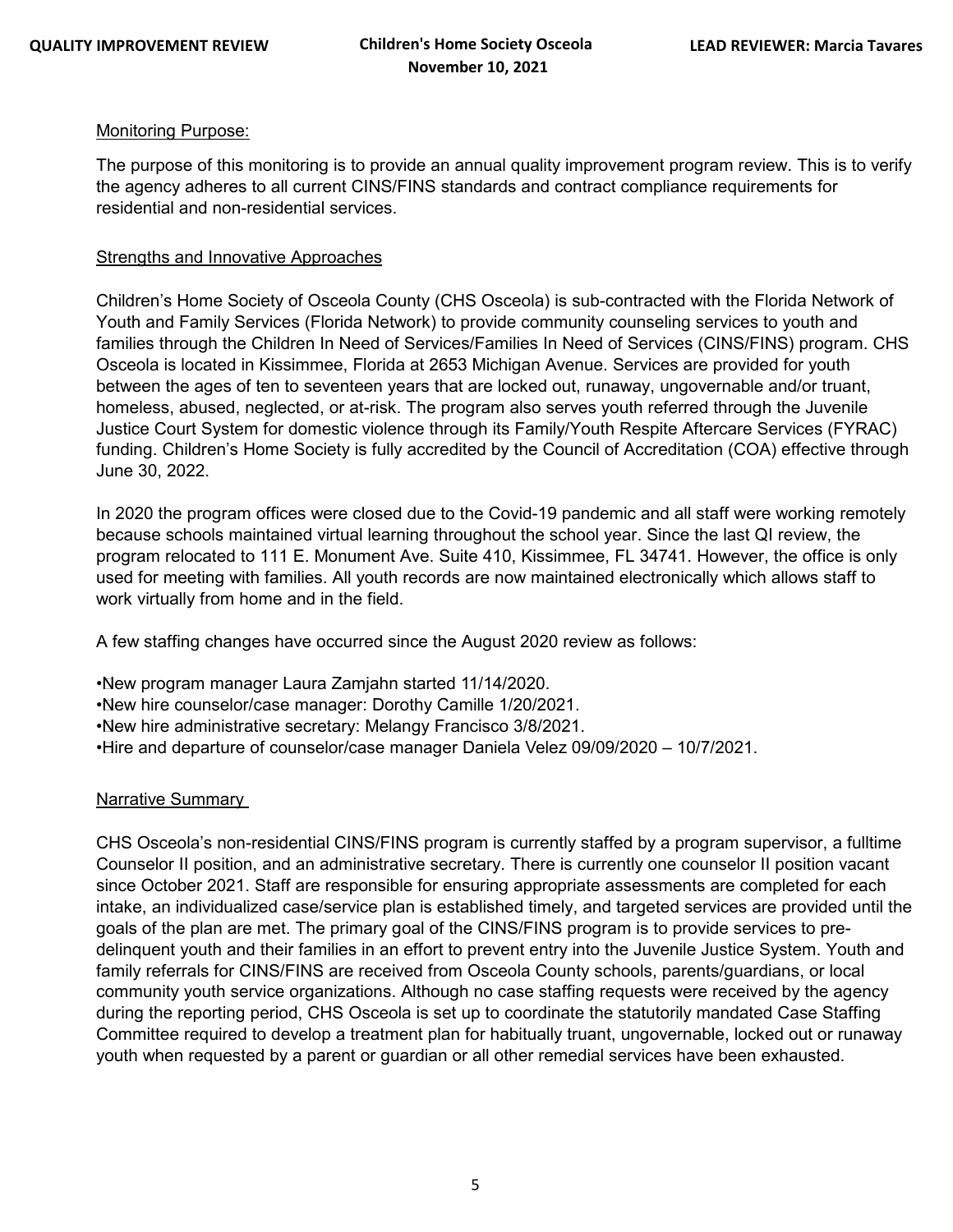Monitoring Purpose:

The purpose of this monitoring is to provide an annual quality improvement program review. This is to verify the agency adheres to all current CINS/FINS standards and contract compliance requirements for residential and non-residential services.

Strengths and Innovative Approaches

Children's Home Society of Osceola County (CHS Osceola) is sub-contracted with the Florida Network of Youth and Family Services (Florida Network) to provide community counseling services to youth and families through the Children In Need of Services/Families In Need of Services (CINS/FINS) program. CHS Osceola is located in Kissimmee, Florida at 2653 Michigan Avenue. Services are provided for youth between the ages of ten to seventeen years that are locked out, runaway, ungovernable and/or truant, homeless, abused, neglected, or at-risk. The program also serves youth referred through the Juvenile Justice Court System for domestic violence through its Family/Youth Respite Aftercare Services (FYRAC) funding. Children's Home Society is fully accredited by the Council of Accreditation (COA) effective through June 30, 2022.

In 2020 the program offices were closed due to the Covid-19 pandemic and all staff were working remotely because schools maintained virtual learning throughout the school year. Since the last QI review, the program relocated to 111 E. Monument Ave. Suite 410, Kissimmee, FL 34741. However, the office is only used for meeting with families. All youth records are now maintained electronically which allows staff to work virtually from home and in the field.

A few staffing changes have occurred since the August 2020 review as follows:

- New program manager Laura Zamjahn started 11/14/2020.
- New hire counselor/case manager: Dorothy Camille 1/20/2021.
- New hire administrative secretary: Melangy Francisco 3/8/2021.
- Hire and departure of counselor/case manager Daniela Velez 09/09/2020 – 10/7/2021.

Narrative Summary

CHS Osceola's non-residential CINS/FINS program is currently staffed by a program supervisor, a fulltime Counselor II position, and an administrative secretary. There is currently one counselor II position vacant since October 2021. Staff are responsible for ensuring appropriate assessments are completed for each intake, an individualized case/service plan is established timely, and targeted services are provided until the goals of the plan are met. The primary goal of the CINS/FINS program is to provide services to pre-delinquent youth and their families in an effort to prevent entry into the Juvenile Justice System. Youth and family referrals for CINS/FINS are received from Osceola County schools, parents/guardians, or local community youth service organizations. Although no case staffing requests were received by the agency during the reporting period, CHS Osceola is set up to coordinate the statutorily mandated Case Staffing Committee required to develop a treatment plan for habitually truant, ungovernable, locked out or runaway youth when requested by a parent or guardian or all other remedial services have been exhausted.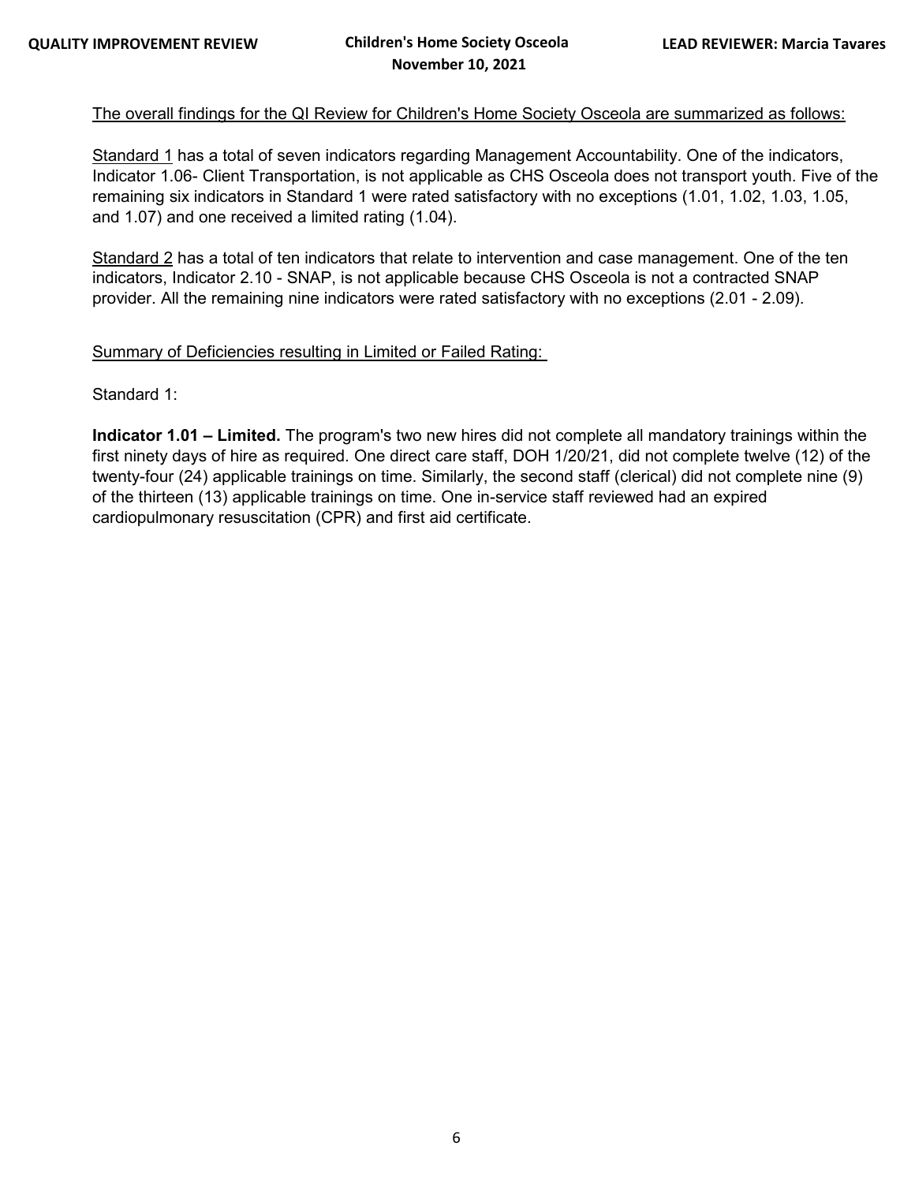The overall findings for the QI Review for Children's Home Society Osceola are summarized as follows:

Standard 1 has a total of seven indicators regarding Management Accountability. One of the indicators, Indicator 1.06- Client Transportation, is not applicable as CHS Osceola does not transport youth. Five of the remaining six indicators in Standard 1 were rated satisfactory with no exceptions (1.01, 1.02, 1.03, 1.05, and 1.07) and one received a limited rating (1.04).

Standard 2 has a total of ten indicators that relate to intervention and case management. One of the ten indicators, Indicator 2.10 - SNAP, is not applicable because CHS Osceola is not a contracted SNAP provider. All the remaining nine indicators were rated satisfactory with no exceptions (2.01 - 2.09).

Summary of Deficiencies resulting in Limited or Failed Rating:

Standard 1:

**Indicator 1.01 – Limited.** The program's two new hires did not complete all mandatory trainings within the first ninety days of hire as required. One direct care staff, DOH 1/20/21, did not complete twelve (12) of the twenty-four (24) applicable trainings on time. Similarly, the second staff (clerical) did not complete nine (9) of the thirteen (13) applicable trainings on time. One in-service staff reviewed had an expired cardiopulmonary resuscitation (CPR) and first aid certificate.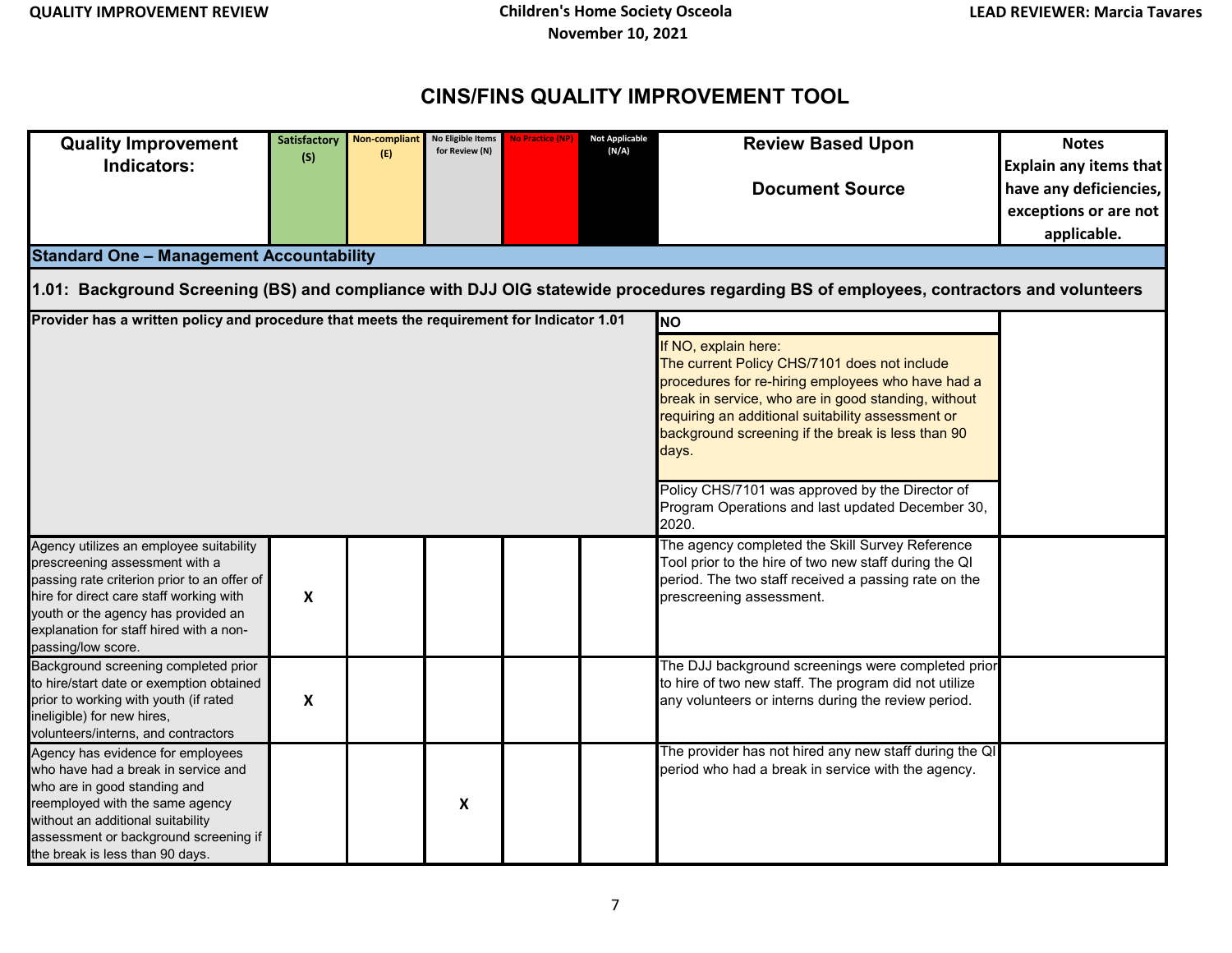# CINS/FINS QUALITY IMPROVEMENT TOOL

| Quality Improvement Indicators: | Satisfactory (S) | Non-compliant (E) | No Eligible Items for Review (N) | No Practice (NP) | Not Applicable (N/A) | Review Based Upon<br><br>Document Source | Notes<br>Explain any items that have any deficiencies, exceptions or are not applicable. |
|---|---|---|---|---|---|---|---|
| **Standard One – Management Accountability** | | | | | | | |
| **1.01: Background Screening (BS) and compliance with DJJ OIG statewide procedures regarding BS of employees, contractors and volunteers** | | | | | | | |
| **Provider has a written policy and procedure that meets the requirement for Indicator 1.01** | | | | | | **NO**<br><br>If NO, explain here:<br>The current Policy CHS/7101 does not include procedures for re-hiring employees who have had a break in service, who are in good standing, without requiring an additional suitability assessment or background screening if the break is less than 90 days.<br><br>Policy CHS/7101 was approved by the Director of Program Operations and last updated December 30, 2020. | |
| Agency utilizes an employee suitability prescreening assessment with a passing rate criterion prior to an offer of hire for direct care staff working with youth or the agency has provided an explanation for staff hired with a non-passing/low score. | X | | | | | The agency completed the Skill Survey Reference Tool prior to the hire of two new staff during the QI period. The two staff received a passing rate on the prescreening assessment. | |
| Background screening completed prior to hire/start date or exemption obtained prior to working with youth (if rated ineligible) for new hires, volunteers/interns, and contractors | X | | | | | The DJJ background screenings were completed prior to hire of two new staff. The program did not utilize any volunteers or interns during the review period. | |
| Agency has evidence for employees who have had a break in service and who are in good standing and reemployed with the same agency without an additional suitability assessment or background screening if the break is less than 90 days. | | | X | | | The provider has not hired any new staff during the QI period who had a break in service with the agency. | |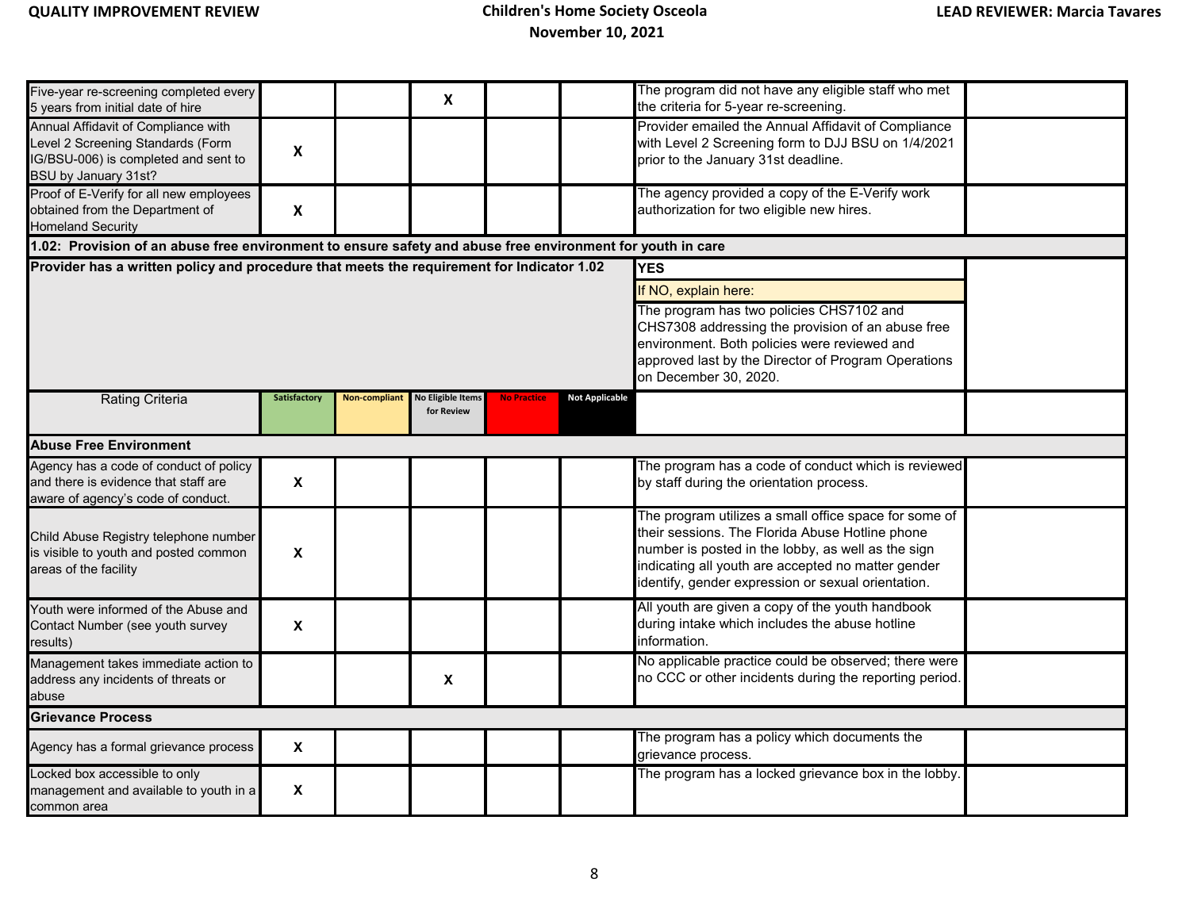| | Satisfactory | Non-compliant | No Eligible Items for Review | No Practice | Not Applicable | | |
|---|---|---|---|---|---|---|---|
| Five-year re-screening completed every 5 years from initial date of hire | | | X | | | The program did not have any eligible staff who met the criteria for 5-year re-screening. | |
| Annual Affidavit of Compliance with Level 2 Screening Standards (Form IG/BSU-006) is completed and sent to BSU by January 31st? | X | | | | | Provider emailed the Annual Affidavit of Compliance with Level 2 Screening form to DJJ BSU on 1/4/2021 prior to the January 31st deadline. | |
| Proof of E-Verify for all new employees obtained from the Department of Homeland Security | X | | | | | The agency provided a copy of the E-Verify work authorization for two eligible new hires. | |
| **1.02: Provision of an abuse free environment to ensure safety and abuse free environment for youth in care** | | | | | | | |
| **Provider has a written policy and procedure that meets the requirement for Indicator 1.02** | | | | | | **YES** If NO, explain here: The program has two policies CHS7102 and CHS7308 addressing the provision of an abuse free environment. Both policies were reviewed and approved last by the Director of Program Operations on December 30, 2020. | |
| Rating Criteria | Satisfactory | Non-compliant | No Eligible Items for Review | No Practice | Not Applicable | | |
| **Abuse Free Environment** | | | | | | | |
| Agency has a code of conduct of policy and there is evidence that staff are aware of agency's code of conduct. | X | | | | | The program has a code of conduct which is reviewed by staff during the orientation process. | |
| Child Abuse Registry telephone number is visible to youth and posted common areas of the facility | X | | | | | The program utilizes a small office space for some of their sessions. The Florida Abuse Hotline phone number is posted in the lobby, as well as the sign indicating all youth are accepted no matter gender identify, gender expression or sexual orientation. | |
| Youth were informed of the Abuse and Contact Number (see youth survey results) | X | | | | | All youth are given a copy of the youth handbook during intake which includes the abuse hotline information. | |
| Management takes immediate action to address any incidents of threats or abuse | | | X | | | No applicable practice could be observed; there were no CCC or other incidents during the reporting period. | |
| **Grievance Process** | | | | | | | |
| Agency has a formal grievance process | X | | | | | The program has a policy which documents the grievance process. | |
| Locked box accessible to only management and available to youth in a common area | X | | | | | The program has a locked grievance box in the lobby. | |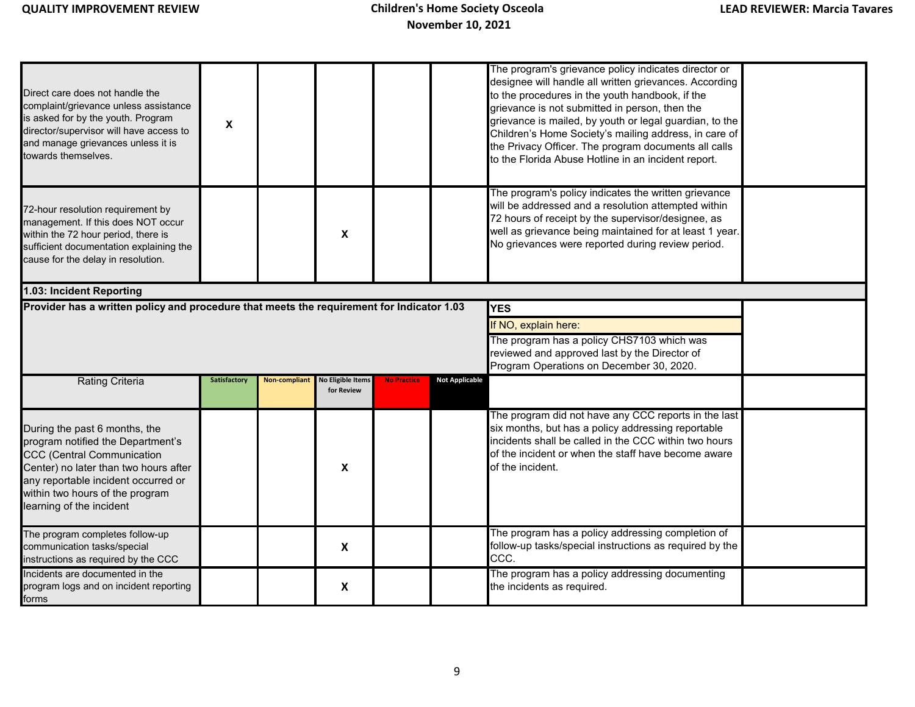| | | | | | | | |
|---|---|---|---|---|---|---|---|
| Direct care does not handle the complaint/grievance unless assistance is asked for by the youth. Program director/supervisor will have access to and manage grievances unless it is towards themselves. | X | | | | | The program's grievance policy indicates director or designee will handle all written grievances. According to the procedures in the youth handbook, if the grievance is not submitted in person, then the grievance is mailed, by youth or legal guardian, to the Children's Home Society's mailing address, in care of the Privacy Officer. The program documents all calls to the Florida Abuse Hotline in an incident report. | |
| 72-hour resolution requirement by management. If this does NOT occur within the 72 hour period, there is sufficient documentation explaining the cause for the delay in resolution. | | | X | | | The program's policy indicates the written grievance will be addressed and a resolution attempted within 72 hours of receipt by the supervisor/designee, as well as grievance being maintained for at least 1 year. No grievances were reported during review period. | |

**1.03: Incident Reporting**

| Provider has a written policy and procedure that meets the requirement for Indicator 1.03 | | | | | | **YES**<br>If NO, explain here:<br>The program has a policy CHS7103 which was reviewed and approved last by the Director of Program Operations on December 30, 2020. | |
|---|---|---|---|---|---|---|---|
| Rating Criteria | Satisfactory | Non-compliant | No Eligible Items for Review | No Practice | Not Applicable | | |
| During the past 6 months, the program notified the Department's CCC (Central Communication Center) no later than two hours after any reportable incident occurred or within two hours of the program learning of the incident | | | X | | | The program did not have any CCC reports in the last six months, but has a policy addressing reportable incidents shall be called in the CCC within two hours of the incident or when the staff have become aware of the incident. | |
| The program completes follow-up communication tasks/special instructions as required by the CCC | | | X | | | The program has a policy addressing completion of follow-up tasks/special instructions as required by the CCC. | |
| Incidents are documented in the program logs and on incident reporting forms | | | X | | | The program has a policy addressing documenting the incidents as required. | |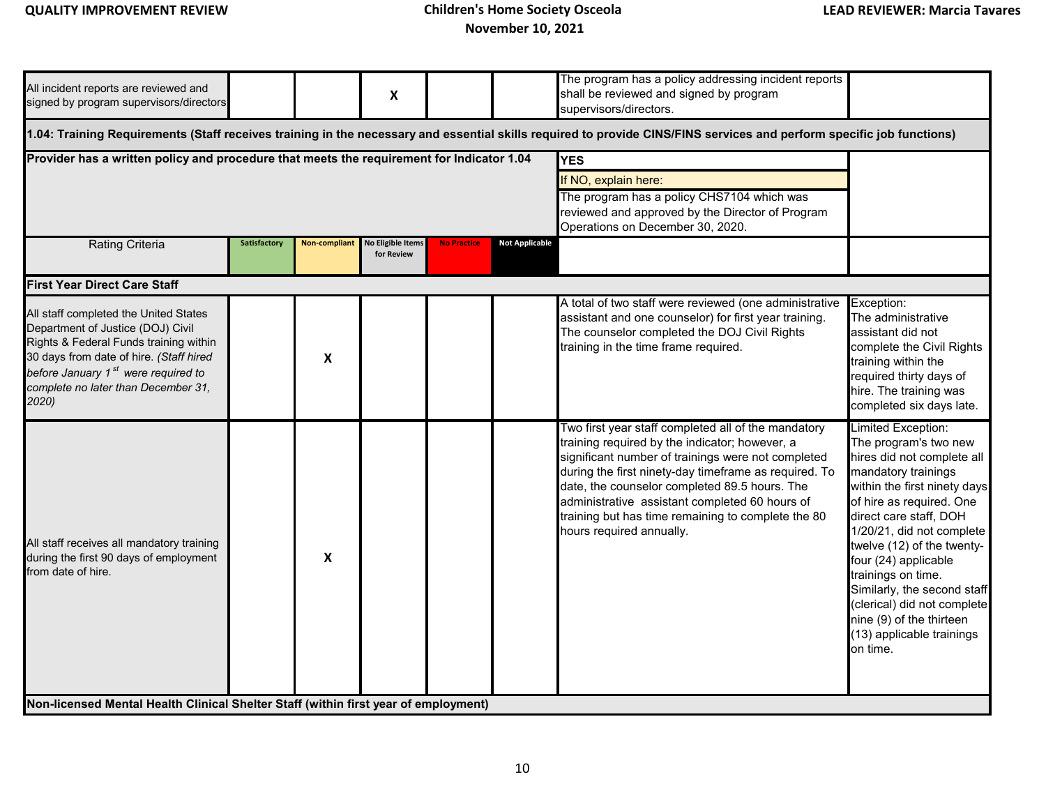| | Satisfactory | Non-compliant | No Eligible Items for Review | No Practice | Not Applicable | | |
|---|---|---|---|---|---|---|---|
| All incident reports are reviewed and signed by program supervisors/directors | | | X | | | The program has a policy addressing incident reports shall be reviewed and signed by program supervisors/directors. | |
| **1.04: Training Requirements (Staff receives training in the necessary and essential skills required to provide CINS/FINS services and perform specific job functions)** | | | | | | | |
| **Provider has a written policy and procedure that meets the requirement for Indicator 1.04** | | | | | | **YES**<br>If NO, explain here:<br>The program has a policy CHS7104 which was reviewed and approved by the Director of Program Operations on December 30, 2020. | |
| Rating Criteria | Satisfactory | Non-compliant | No Eligible Items for Review | No Practice | Not Applicable | | |
| **First Year Direct Care Staff** | | | | | | | |
| All staff completed the United States Department of Justice (DOJ) Civil Rights & Federal Funds training within 30 days from date of hire. *(Staff hired before January 1st were required to complete no later than December 31, 2020)* | | X | | | | A total of two staff were reviewed (one administrative assistant and one counselor) for first year training. The counselor completed the DOJ Civil Rights training in the time frame required. | Exception:<br>The administrative assistant did not complete the Civil Rights training within the required thirty days of hire. The training was completed six days late. |
| All staff receives all mandatory training during the first 90 days of employment from date of hire. | | X | | | | Two first year staff completed all of the mandatory training required by the indicator; however, a significant number of trainings were not completed during the first ninety-day timeframe as required. To date, the counselor completed 89.5 hours. The administrative assistant completed 60 hours of training but has time remaining to complete the 80 hours required annually. | Limited Exception:<br>The program's two new hires did not complete all mandatory trainings within the first ninety days of hire as required. One direct care staff, DOH 1/20/21, did not complete twelve (12) of the twenty-four (24) applicable trainings on time. Similarly, the second staff (clerical) did not complete nine (9) of the thirteen (13) applicable trainings on time. |
| **Non-licensed Mental Health Clinical Shelter Staff (within first year of employment)** | | | | | | | |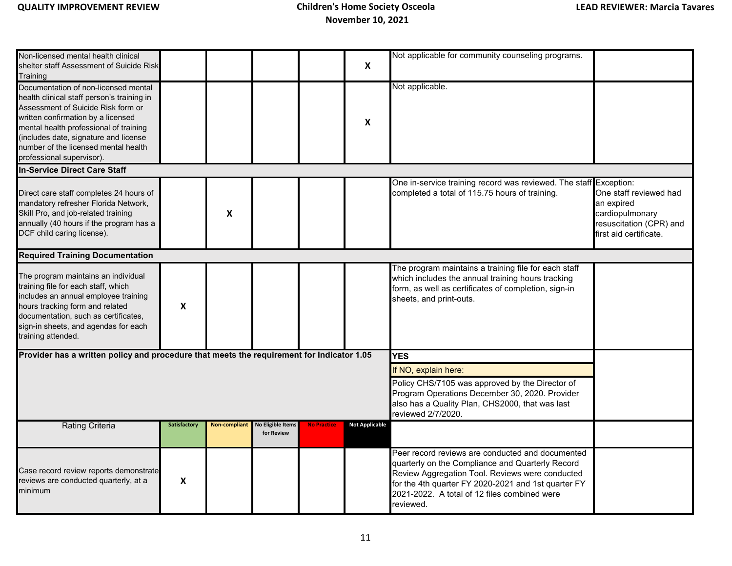| | Satisfactory | Non-compliant | No Eligible Items for Review | No Practice | Not Applicable | | |
|---|---|---|---|---|---|---|---|
| Non-licensed mental health clinical shelter staff Assessment of Suicide Risk Training | | | | | X | Not applicable for community counseling programs. | |
| Documentation of non-licensed mental health clinical staff person's training in Assessment of Suicide Risk form or written confirmation by a licensed mental health professional of training (includes date, signature and license number of the licensed mental health professional supervisor). | | | | | X | Not applicable. | |
| **In-Service Direct Care Staff** | | | | | | | |
| Direct care staff completes 24 hours of mandatory refresher Florida Network, Skill Pro, and job-related training annually (40 hours if the program has a DCF child caring license). | | X | | | | One in-service training record was reviewed. The staff completed a total of 115.75 hours of training. | Exception: One staff reviewed had an expired cardiopulmonary resuscitation (CPR) and first aid certificate. |
| **Required Training Documentation** | | | | | | | |
| The program maintains an individual training file for each staff, which includes an annual employee training hours tracking form and related documentation, such as certificates, sign-in sheets, and agendas for each training attended. | X | | | | | The program maintains a training file for each staff which includes the annual training hours tracking form, as well as certificates of completion, sign-in sheets, and print-outs. | |
| **Provider has a written policy and procedure that meets the requirement for Indicator 1.05** | | | | | | **YES**<br>If NO, explain here:<br>Policy CHS/7105 was approved by the Director of Program Operations December 30, 2020. Provider also has a Quality Plan, CHS2000, that was last reviewed 2/7/2020. | |
| Rating Criteria | Satisfactory | Non-compliant | No Eligible Items for Review | No Practice | Not Applicable | | |
| Case record review reports demonstrate reviews are conducted quarterly, at a minimum | X | | | | | Peer record reviews are conducted and documented quarterly on the Compliance and Quarterly Record Review Aggregation Tool. Reviews were conducted for the 4th quarter FY 2020-2021 and 1st quarter FY 2021-2022. A total of 12 files combined were reviewed. | |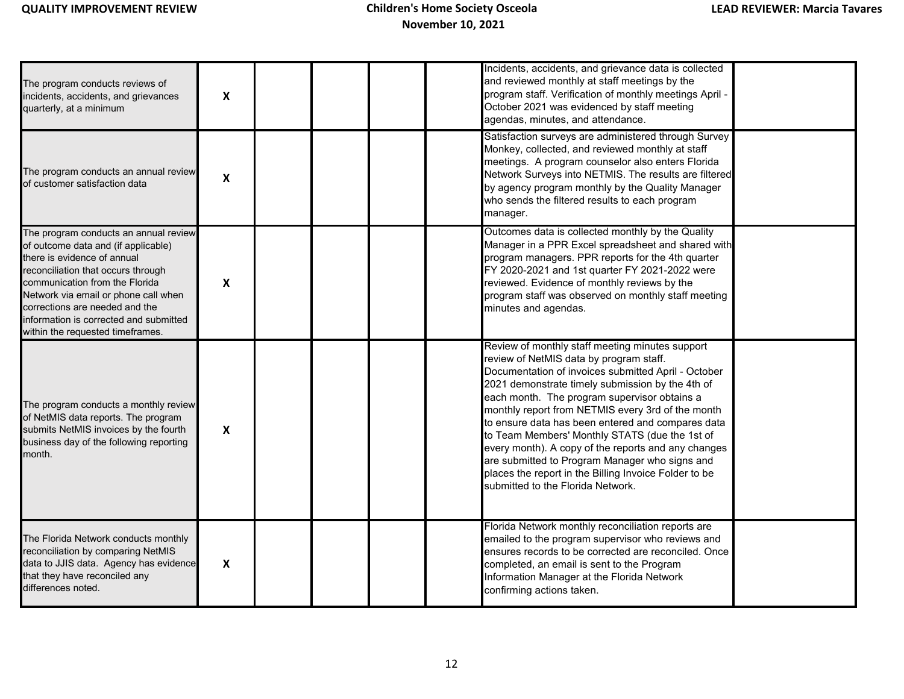| | | | | | | | |
|---|---|---|---|---|---|---|---|
| The program conducts reviews of incidents, accidents, and grievances quarterly, at a minimum | **X** | | | | | Incidents, accidents, and grievance data is collected and reviewed monthly at staff meetings by the program staff. Verification of monthly meetings April - October 2021 was evidenced by staff meeting agendas, minutes, and attendance. | |
| The program conducts an annual review of customer satisfaction data | **X** | | | | | Satisfaction surveys are administered through Survey Monkey, collected, and reviewed monthly at staff meetings. A program counselor also enters Florida Network Surveys into NETMIS. The results are filtered by agency program monthly by the Quality Manager who sends the filtered results to each program manager. | |
| The program conducts an annual review of outcome data and (if applicable) there is evidence of annual reconciliation that occurs through communication from the Florida Network via email or phone call when corrections are needed and the information is corrected and submitted within the requested timeframes. | **X** | | | | | Outcomes data is collected monthly by the Quality Manager in a PPR Excel spreadsheet and shared with program managers. PPR reports for the 4th quarter FY 2020-2021 and 1st quarter FY 2021-2022 were reviewed. Evidence of monthly reviews by the program staff was observed on monthly staff meeting minutes and agendas. | |
| The program conducts a monthly review of NetMIS data reports. The program submits NetMIS invoices by the fourth business day of the following reporting month. | **X** | | | | | Review of monthly staff meeting minutes support review of NetMIS data by program staff. Documentation of invoices submitted April - October 2021 demonstrate timely submission by the 4th of each month. The program supervisor obtains a monthly report from NETMIS every 3rd of the month to ensure data has been entered and compares data to Team Members' Monthly STATS (due the 1st of every month). A copy of the reports and any changes are submitted to Program Manager who signs and places the report in the Billing Invoice Folder to be submitted to the Florida Network. | |
| The Florida Network conducts monthly reconciliation by comparing NetMIS data to JJIS data. Agency has evidence that they have reconciled any differences noted. | **X** | | | | | Florida Network monthly reconciliation reports are emailed to the program supervisor who reviews and ensures records to be corrected are reconciled. Once completed, an email is sent to the Program Information Manager at the Florida Network confirming actions taken. | |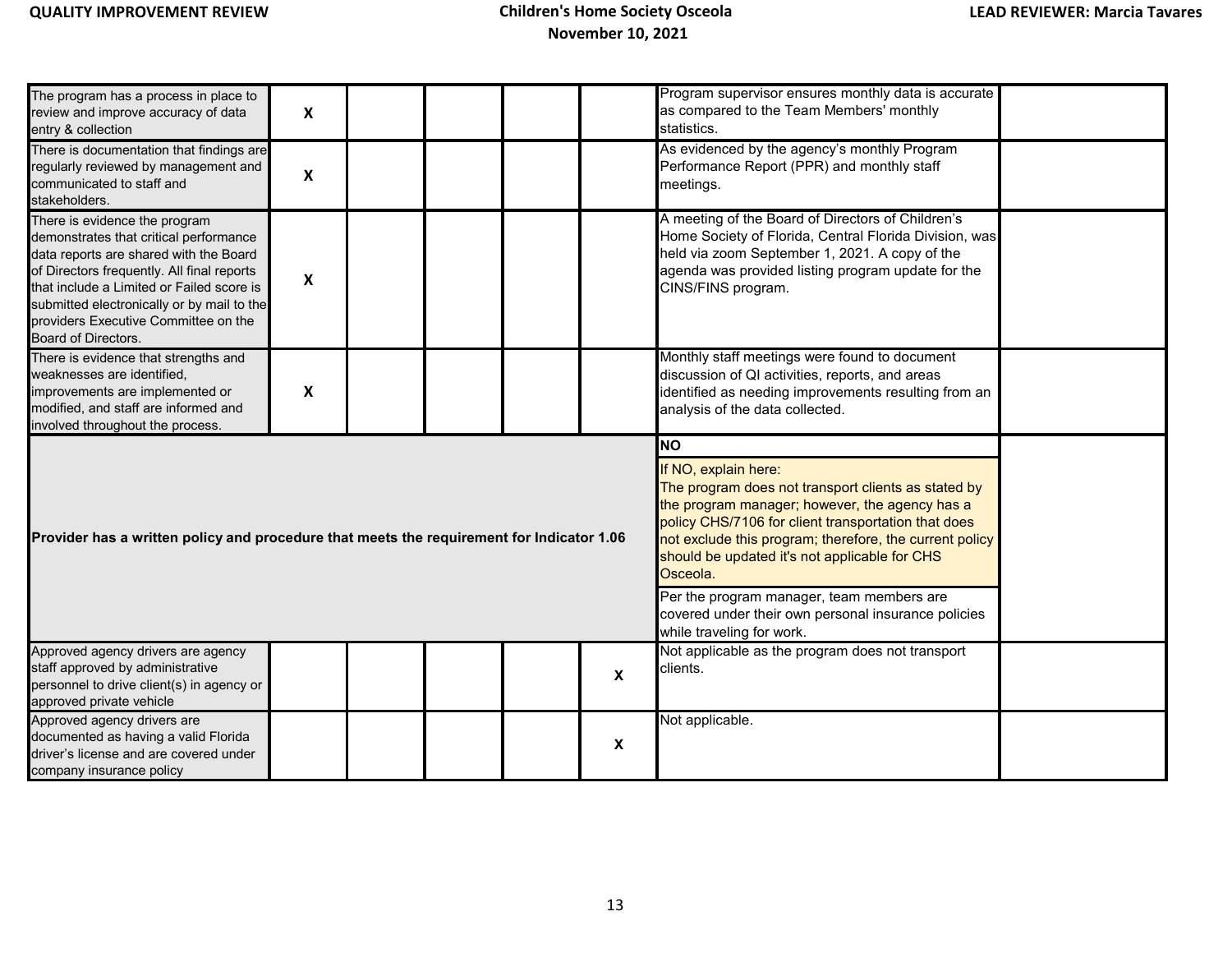| | | | | | | | |
|---|---|---|---|---|---|---|---|
| The program has a process in place to review and improve accuracy of data entry & collection | X | | | | | Program supervisor ensures monthly data is accurate as compared to the Team Members' monthly statistics. | |
| There is documentation that findings are regularly reviewed by management and communicated to staff and stakeholders. | X | | | | | As evidenced by the agency's monthly Program Performance Report (PPR) and monthly staff meetings. | |
| There is evidence the program demonstrates that critical performance data reports are shared with the Board of Directors frequently. All final reports that include a Limited or Failed score is submitted electronically or by mail to the providers Executive Committee on the Board of Directors. | X | | | | | A meeting of the Board of Directors of Children's Home Society of Florida, Central Florida Division, was held via zoom September 1, 2021. A copy of the agenda was provided listing program update for the CINS/FINS program. | |
| There is evidence that strengths and weaknesses are identified, improvements are implemented or modified, and staff are informed and involved throughout the process. | X | | | | | Monthly staff meetings were found to document discussion of QI activities, reports, and areas identified as needing improvements resulting from an analysis of the data collected. | |
| **Provider has a written policy and procedure that meets the requirement for Indicator 1.06** | | | | | | **NO**<br><br>If NO, explain here:<br>The program does not transport clients as stated by the program manager; however, the agency has a policy CHS/7106 for client transportation that does not exclude this program; therefore, the current policy should be updated it's not applicable for CHS Osceola.<br><br>Per the program manager, team members are covered under their own personal insurance policies while traveling for work. | |
| Approved agency drivers are agency staff approved by administrative personnel to drive client(s) in agency or approved private vehicle | | | | | X | Not applicable as the program does not transport clients. | |
| Approved agency drivers are documented as having a valid Florida driver's license and are covered under company insurance policy | | | | | X | Not applicable. | |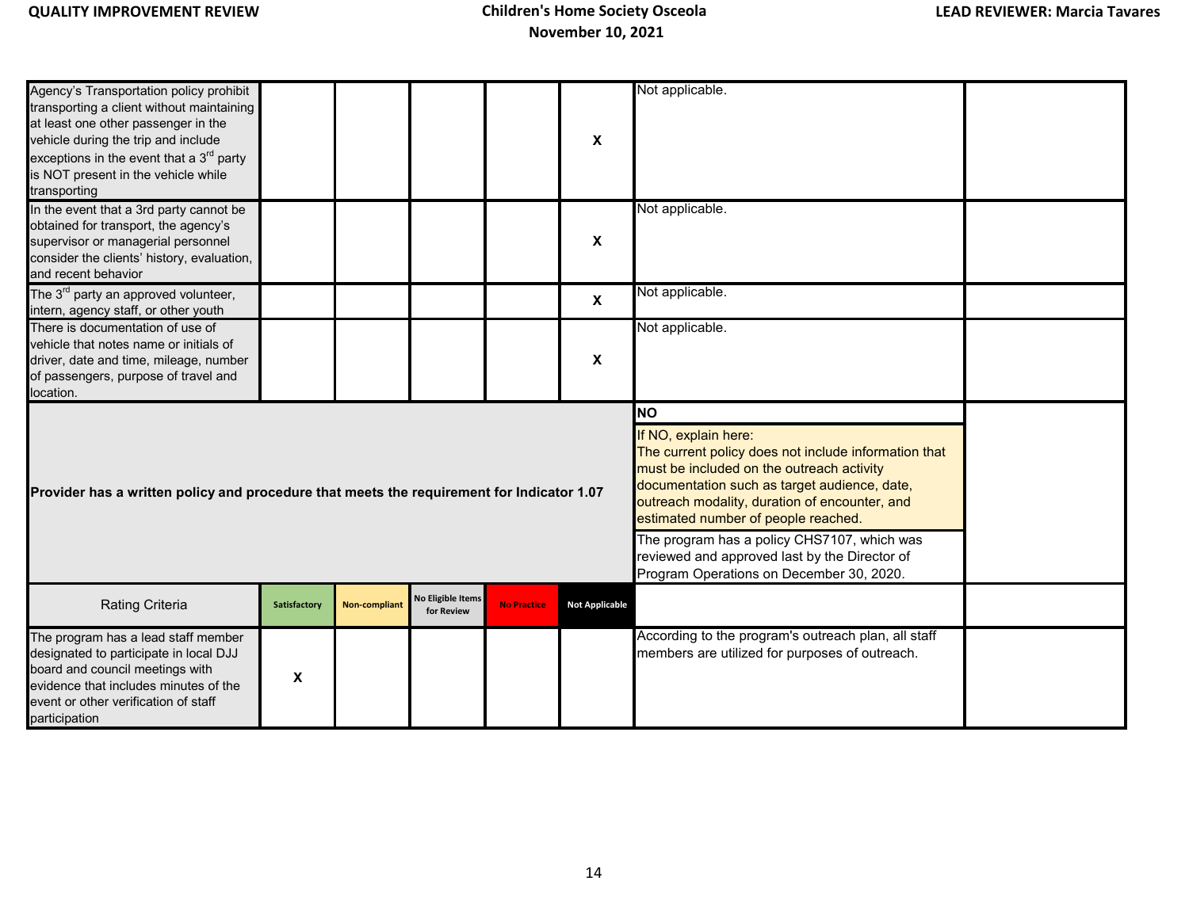| | | | | | | | |
|---|---|---|---|---|---|---|---|
| Agency's Transportation policy prohibit transporting a client without maintaining at least one other passenger in the vehicle during the trip and include exceptions in the event that a 3rd party is NOT present in the vehicle while transporting | | | | | X | Not applicable. | |
| In the event that a 3rd party cannot be obtained for transport, the agency's supervisor or managerial personnel consider the clients' history, evaluation, and recent behavior | | | | | X | Not applicable. | |
| The 3rd party an approved volunteer, intern, agency staff, or other youth | | | | | X | Not applicable. | |
| There is documentation of use of vehicle that notes name or initials of driver, date and time, mileage, number of passengers, purpose of travel and location. | | | | | X | Not applicable. | |
| **Provider has a written policy and procedure that meets the requirement for Indicator 1.07** | | | | | | **NO**<br>If NO, explain here:<br>The current policy does not include information that must be included on the outreach activity documentation such as target audience, date, outreach modality, duration of encounter, and estimated number of people reached.<br>The program has a policy CHS7107, which was reviewed and approved last by the Director of Program Operations on December 30, 2020. | |
| Rating Criteria | Satisfactory | Non-compliant | No Eligible Items for Review | No Practice | Not Applicable | | |
| The program has a lead staff member designated to participate in local DJJ board and council meetings with evidence that includes minutes of the event or other verification of staff participation | X | | | | | According to the program's outreach plan, all staff members are utilized for purposes of outreach. | |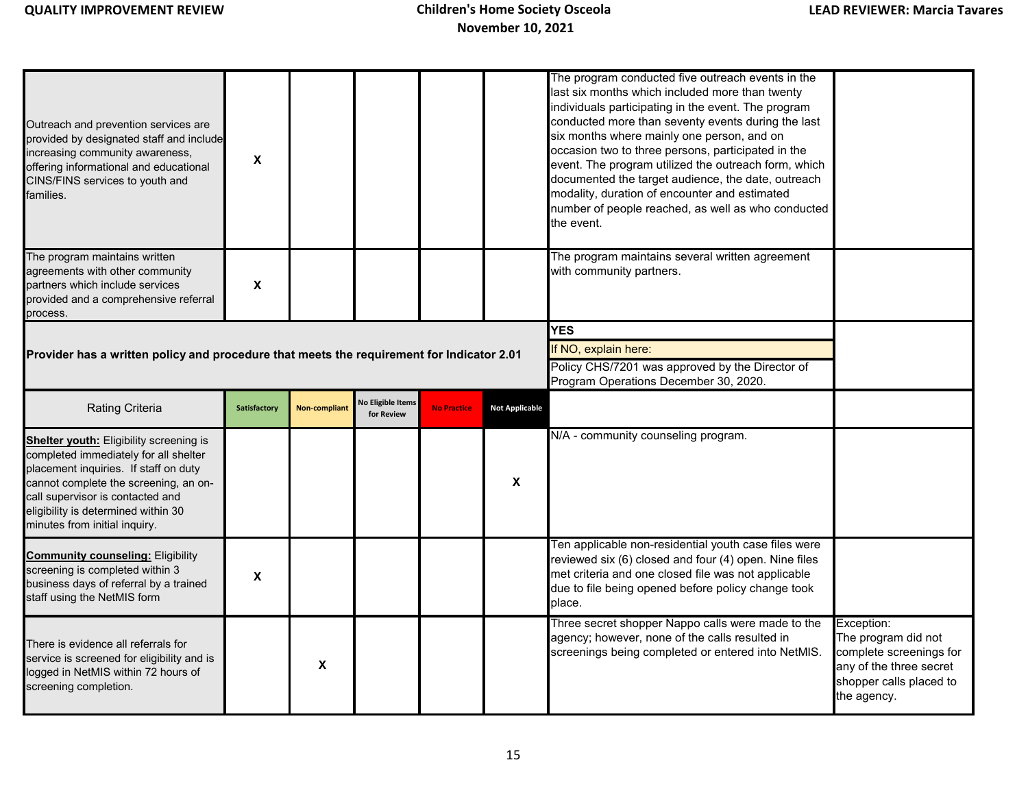| Rating Criteria | Satisfactory | Non-compliant | No Eligible Items for Review | No Practice | Not Applicable | | |
|---|---|---|---|---|---|---|---|
| Outreach and prevention services are provided by designated staff and include increasing community awareness, offering informational and educational CINS/FINS services to youth and families. | X | | | | | The program conducted five outreach events in the last six months which included more than twenty individuals participating in the event. The program conducted more than seventy events during the last six months where mainly one person, and on occasion two to three persons, participated in the event. The program utilized the outreach form, which documented the target audience, the date, outreach modality, duration of encounter and estimated number of people reached, as well as who conducted the event. | |
| The program maintains written agreements with other community partners which include services provided and a comprehensive referral process. | X | | | | | The program maintains several written agreement with community partners. | |
| **Provider has a written policy and procedure that meets the requirement for Indicator 2.01** | | | | | | **YES**<br>If NO, explain here:<br>Policy CHS/7201 was approved by the Director of Program Operations December 30, 2020. | |
| Rating Criteria | Satisfactory | Non-compliant | No Eligible Items for Review | No Practice | Not Applicable | | |
| **Shelter youth:** Eligibility screening is completed immediately for all shelter placement inquiries. If staff on duty cannot complete the screening, an on-call supervisor is contacted and eligibility is determined within 30 minutes from initial inquiry. | | | | | X | N/A - community counseling program. | |
| **Community counseling:** Eligibility screening is completed within 3 business days of referral by a trained staff using the NetMIS form | X | | | | | Ten applicable non-residential youth case files were reviewed six (6) closed and four (4) open. Nine files met criteria and one closed file was not applicable due to file being opened before policy change took place. | |
| There is evidence all referrals for service is screened for eligibility and is logged in NetMIS within 72 hours of screening completion. | | X | | | | Three secret shopper Nappo calls were made to the agency; however, none of the calls resulted in screenings being completed or entered into NetMIS. | Exception:<br>The program did not complete screenings for any of the three secret shopper calls placed to the agency. |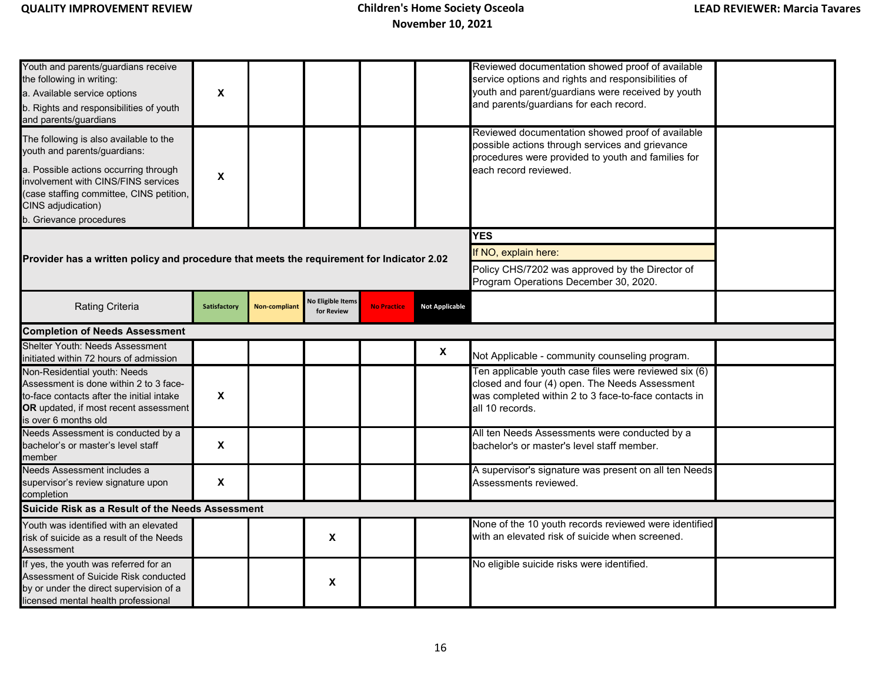| | | | | | | | |
|---|---|---|---|---|---|---|---|
| Youth and parents/guardians receive the following in writing:<br>a. Available service options<br>b. Rights and responsibilities of youth and parents/guardians | X | | | | | Reviewed documentation showed proof of available service options and rights and responsibilities of youth and parent/guardians were received by youth and parents/guardians for each record. | |
| The following is also available to the youth and parents/guardians:<br>a. Possible actions occurring through involvement with CINS/FINS services (case staffing committee, CINS petition, CINS adjudication)<br>b. Grievance procedures | X | | | | | Reviewed documentation showed proof of available possible actions through services and grievance procedures were provided to youth and families for each record reviewed. | |
| **Provider has a written policy and procedure that meets the requirement for Indicator 2.02** | | | | | | **YES**<br>If NO, explain here:<br>Policy CHS/7202 was approved by the Director of Program Operations December 30, 2020. | |
| Rating Criteria | Satisfactory | Non-compliant | No Eligible Items for Review | No Practice | Not Applicable | | |
| **Completion of Needs Assessment** | | | | | | | |
| Shelter Youth: Needs Assessment initiated within 72 hours of admission | | | | | X | Not Applicable - community counseling program. | |
| Non-Residential youth: Needs Assessment is done within 2 to 3 face-to-face contacts after the initial intake **OR** updated, if most recent assessment is over 6 months old | X | | | | | Ten applicable youth case files were reviewed six (6) closed and four (4) open. The Needs Assessment was completed within 2 to 3 face-to-face contacts in all 10 records. | |
| Needs Assessment is conducted by a bachelor's or master's level staff member | X | | | | | All ten Needs Assessments were conducted by a bachelor's or master's level staff member. | |
| Needs Assessment includes a supervisor's review signature upon completion | X | | | | | A supervisor's signature was present on all ten Needs Assessments reviewed. | |
| **Suicide Risk as a Result of the Needs Assessment** | | | | | | | |
| Youth was identified with an elevated risk of suicide as a result of the Needs Assessment | | | X | | | None of the 10 youth records reviewed were identified with an elevated risk of suicide when screened. | |
| If yes, the youth was referred for an Assessment of Suicide Risk conducted by or under the direct supervision of a licensed mental health professional | | | X | | | No eligible suicide risks were identified. | |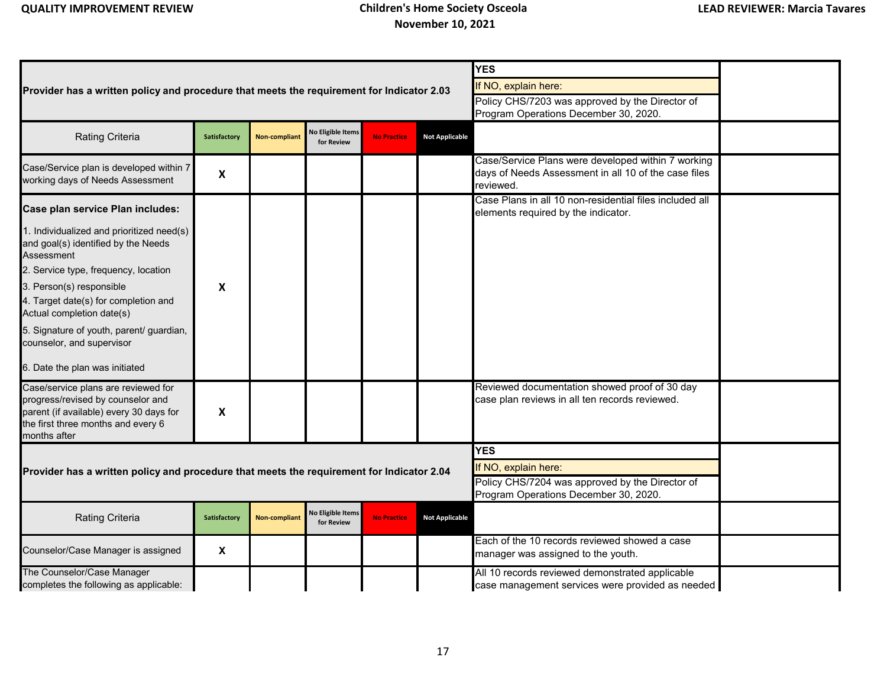| Provider has a written policy and procedure that meets the requirement for Indicator 2.03 | | | | | | YES<br>If NO, explain here:<br>Policy CHS/7203 was approved by the Director of Program Operations December 30, 2020. | |
|---|---|---|---|---|---|---|---|
| Rating Criteria | Satisfactory | Non-compliant | No Eligible Items for Review | No Practice | Not Applicable | | |
| Case/Service plan is developed within 7 working days of Needs Assessment | X | | | | | Case/Service Plans were developed within 7 working days of Needs Assessment in all 10 of the case files reviewed. | |
| **Case plan service Plan includes:**<br>1. Individualized and prioritized need(s) and goal(s) identified by the Needs Assessment<br>2. Service type, frequency, location<br>3. Person(s) responsible<br>4. Target date(s) for completion and Actual completion date(s)<br>5. Signature of youth, parent/ guardian, counselor, and supervisor<br>6. Date the plan was initiated | X | | | | | Case Plans in all 10 non-residential files included all elements required by the indicator. | |
| Case/service plans are reviewed for progress/revised by counselor and parent (if available) every 30 days for the first three months and every 6 months after | X | | | | | Reviewed documentation showed proof of 30 day case plan reviews in all ten records reviewed. | |
| Provider has a written policy and procedure that meets the requirement for Indicator 2.04 | | | | | | YES<br>If NO, explain here:<br>Policy CHS/7204 was approved by the Director of Program Operations December 30, 2020. | |
| Rating Criteria | Satisfactory | Non-compliant | No Eligible Items for Review | No Practice | Not Applicable | | |
| Counselor/Case Manager is assigned | X | | | | | Each of the 10 records reviewed showed a case manager was assigned to the youth. | |
| The Counselor/Case Manager completes the following as applicable: | | | | | | All 10 records reviewed demonstrated applicable case management services were provided as needed | |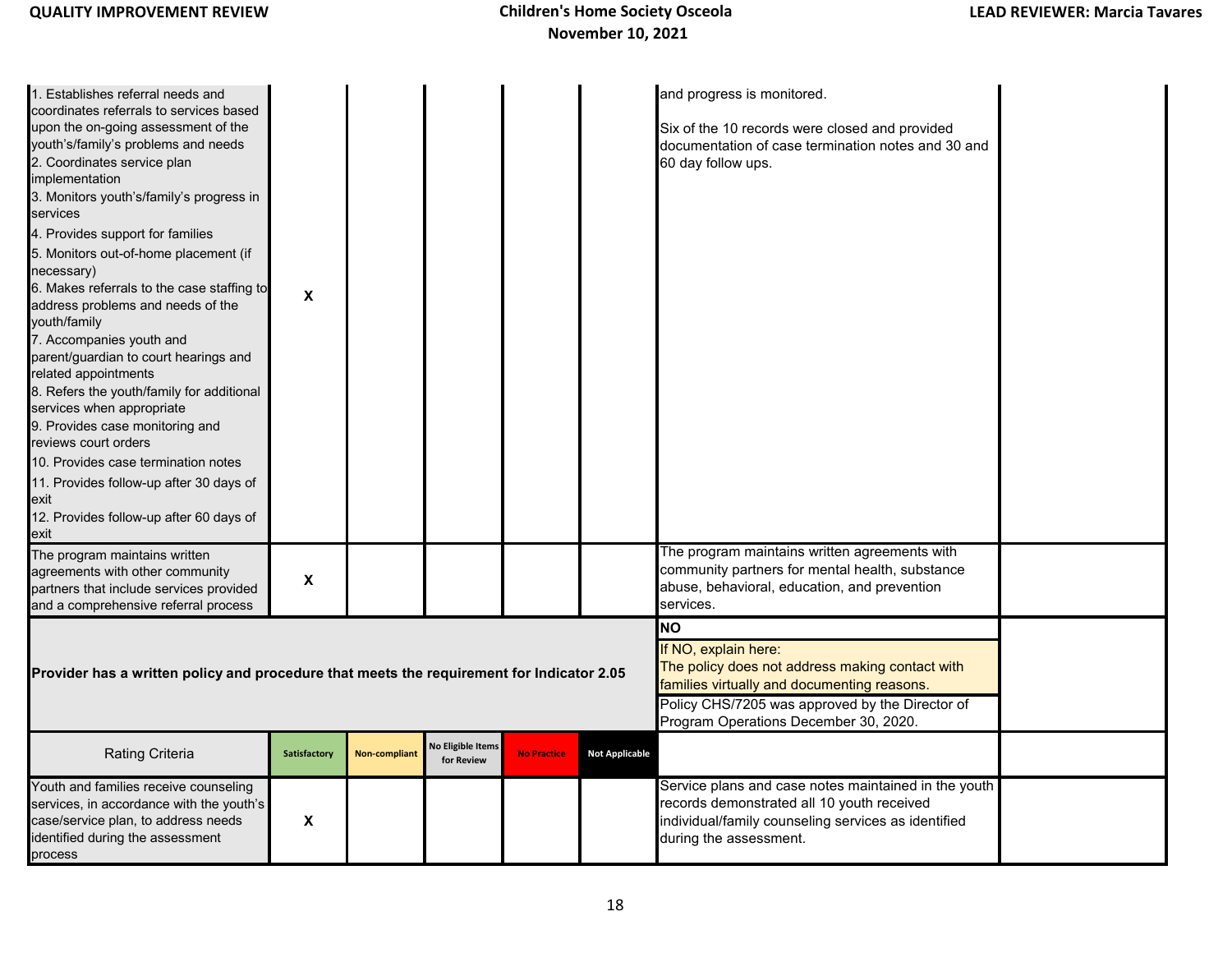| | | | | | | | |
|---|---|---|---|---|---|---|---|
| 1. Establishes referral needs and coordinates referrals to services based upon the on-going assessment of the youth's/family's problems and needs<br>2. Coordinates service plan implementation<br>3. Monitors youth's/family's progress in services<br>4. Provides support for families<br>5. Monitors out-of-home placement (if necessary)<br>6. Makes referrals to the case staffing to address problems and needs of the youth/family<br>7. Accompanies youth and parent/guardian to court hearings and related appointments<br>8. Refers the youth/family for additional services when appropriate<br>9. Provides case monitoring and reviews court orders<br>10. Provides case termination notes<br>11. Provides follow-up after 30 days of exit<br>12. Provides follow-up after 60 days of exit | X | | | | | and progress is monitored.<br><br>Six of the 10 records were closed and provided documentation of case termination notes and 30 and 60 day follow ups. | |
| The program maintains written agreements with other community partners that include services provided and a comprehensive referral process | X | | | | | The program maintains written agreements with community partners for mental health, substance abuse, behavioral, education, and prevention services. | |
| **Provider has a written policy and procedure that meets the requirement for Indicator 2.05** | | | | | | **NO**<br>If NO, explain here:<br>The policy does not address making contact with families virtually and documenting reasons.<br>Policy CHS/7205 was approved by the Director of Program Operations December 30, 2020. | |
| Rating Criteria | Satisfactory | Non-compliant | No Eligible Items for Review | No Practice | Not Applicable | | |
| Youth and families receive counseling services, in accordance with the youth's case/service plan, to address needs identified during the assessment process | X | | | | | Service plans and case notes maintained in the youth records demonstrated all 10 youth received individual/family counseling services as identified during the assessment. | |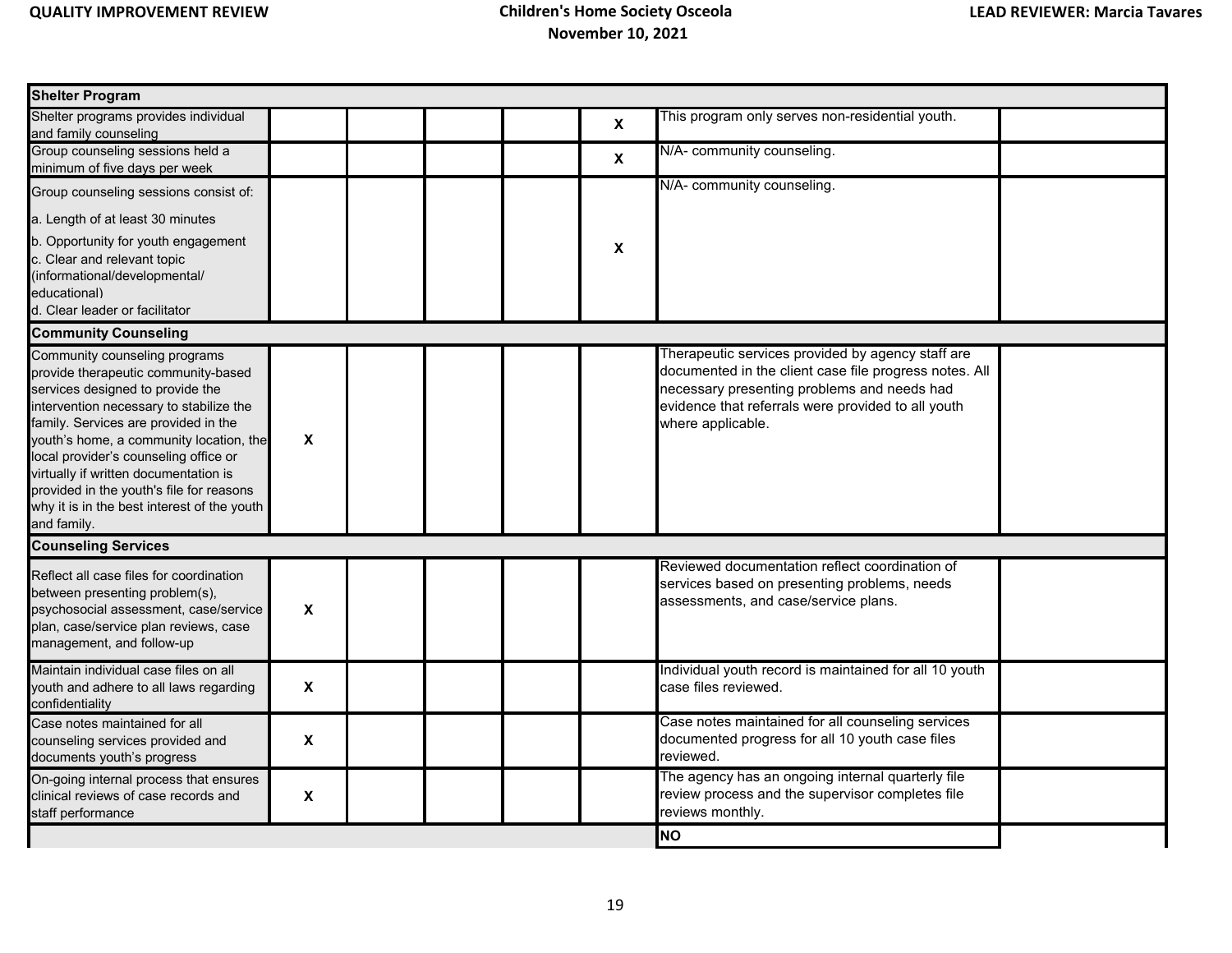| Shelter Program | | | | | | |
|---|---|---|---|---|---|---|
| Shelter programs provides individual and family counseling | | | | | X | This program only serves non-residential youth. | |
| Group counseling sessions held a minimum of five days per week | | | | | X | N/A- community counseling. | |
| Group counseling sessions consist of:<br><br>a. Length of at least 30 minutes<br><br>b. Opportunity for youth engagement<br>c. Clear and relevant topic (informational/developmental/ educational)<br>d. Clear leader or facilitator | | | | | X | N/A- community counseling. | |
| **Community Counseling** | | | | | | | |
| Community counseling programs provide therapeutic community-based services designed to provide the intervention necessary to stabilize the family. Services are provided in the youth's home, a community location, the local provider's counseling office or virtually if written documentation is provided in the youth's file for reasons why it is in the best interest of the youth and family. | X | | | | | Therapeutic services provided by agency staff are documented in the client case file progress notes. All necessary presenting problems and needs had evidence that referrals were provided to all youth where applicable. | |
| **Counseling Services** | | | | | | | |
| Reflect all case files for coordination between presenting problem(s), psychosocial assessment, case/service plan, case/service plan reviews, case management, and follow-up | X | | | | | Reviewed documentation reflect coordination of services based on presenting problems, needs assessments, and case/service plans. | |
| Maintain individual case files on all youth and adhere to all laws regarding confidentiality | X | | | | | Individual youth record is maintained for all 10 youth case files reviewed. | |
| Case notes maintained for all counseling services provided and documents youth's progress | X | | | | | Case notes maintained for all counseling services documented progress for all 10 youth case files reviewed. | |
| On-going internal process that ensures clinical reviews of case records and staff performance | X | | | | | The agency has an ongoing internal quarterly file review process and the supervisor completes file reviews monthly. | |
| | | | | | | **NO** | |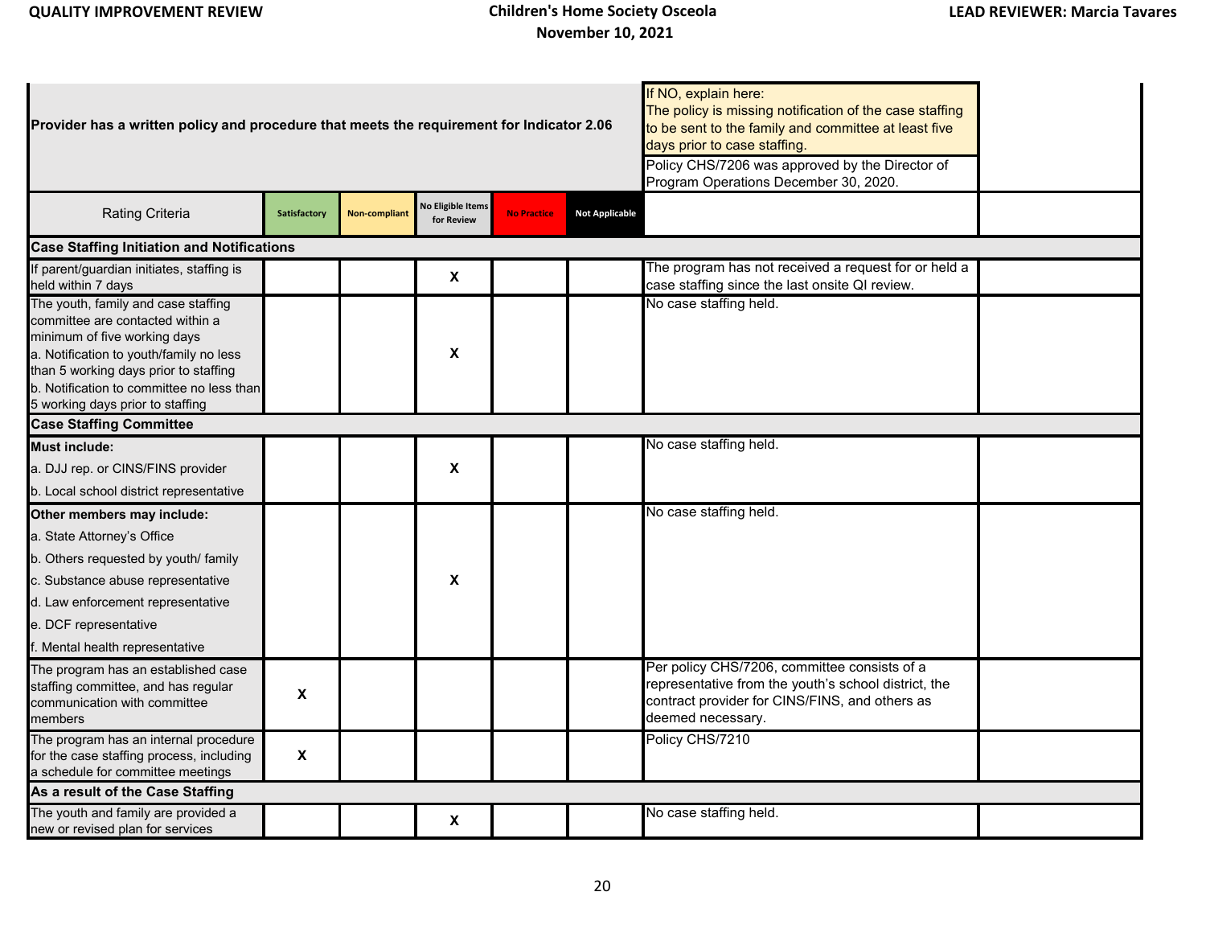| Provider has a written policy and procedure that meets the requirement for Indicator 2.06 | | | | | | If NO, explain here: The policy is missing notification of the case staffing to be sent to the family and committee at least five days prior to case staffing. Policy CHS/7206 was approved by the Director of Program Operations December 30, 2020. | |
|---|---|---|---|---|---|---|---|
| Rating Criteria | Satisfactory | Non-compliant | No Eligible Items for Review | No Practice | Not Applicable | | |
| **Case Staffing Initiation and Notifications** | | | | | | | |
| If parent/guardian initiates, staffing is held within 7 days | | | X | | | The program has not received a request for or held a case staffing since the last onsite QI review. | |
| The youth, family and case staffing committee are contacted within a minimum of five working days<br>a. Notification to youth/family no less than 5 working days prior to staffing<br>b. Notification to committee no less than 5 working days prior to staffing | | | X | | | No case staffing held. | |
| **Case Staffing Committee** | | | | | | | |
| **Must include:**<br>a. DJJ rep. or CINS/FINS provider<br>b. Local school district representative | | | X | | | No case staffing held. | |
| **Other members may include:**<br>a. State Attorney's Office<br>b. Others requested by youth/ family<br>c. Substance abuse representative<br>d. Law enforcement representative<br>e. DCF representative<br>f. Mental health representative | | | X | | | No case staffing held. | |
| The program has an established case staffing committee, and has regular communication with committee members | X | | | | | Per policy CHS/7206, committee consists of a representative from the youth's school district, the contract provider for CINS/FINS, and others as deemed necessary. | |
| The program has an internal procedure for the case staffing process, including a schedule for committee meetings | X | | | | | Policy CHS/7210 | |
| **As a result of the Case Staffing** | | | | | | | |
| The youth and family are provided a new or revised plan for services | | | X | | | No case staffing held. | |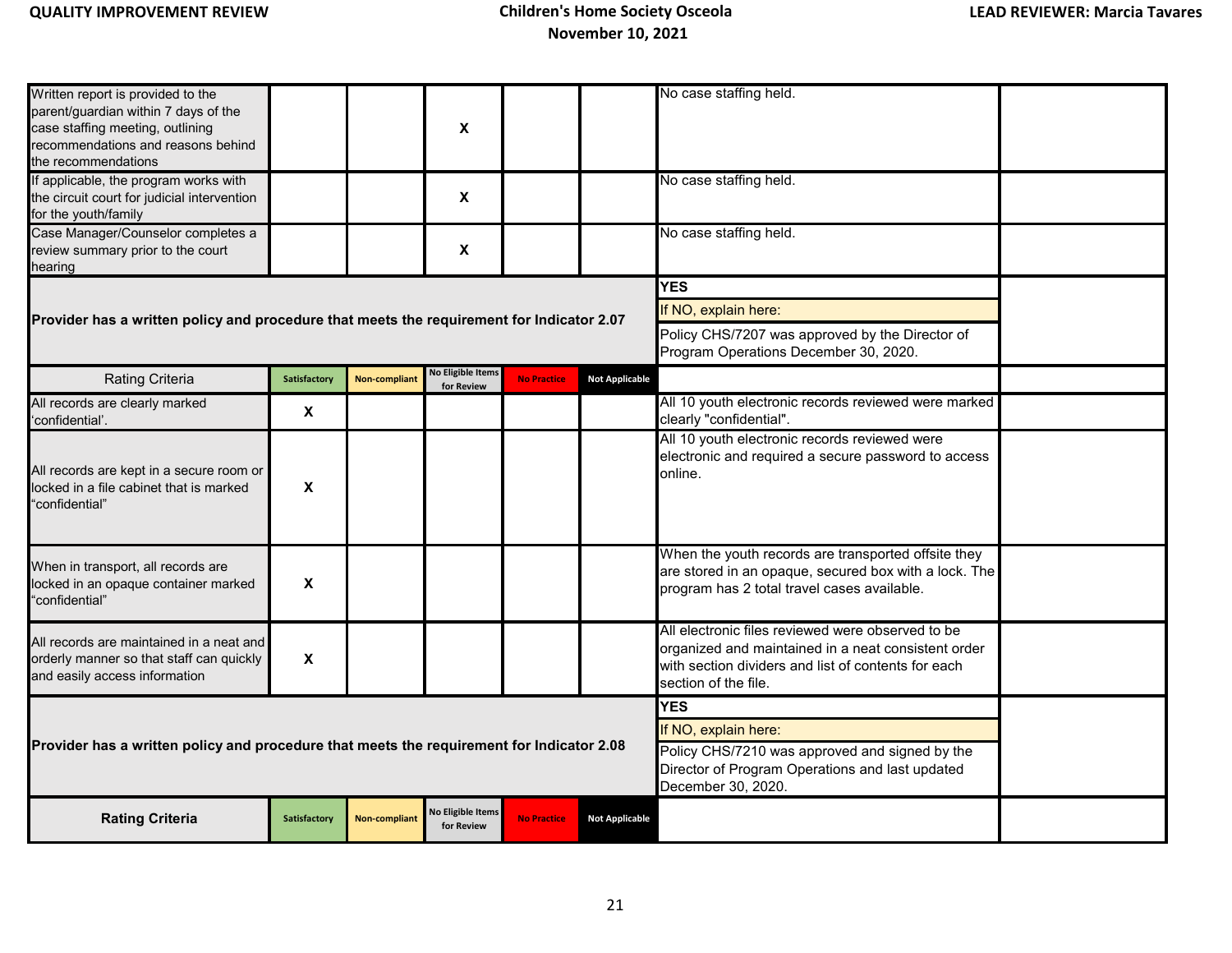| | | | | | | | |
|---|---|---|---|---|---|---|---|
| Written report is provided to the parent/guardian within 7 days of the case staffing meeting, outlining recommendations and reasons behind the recommendations | | | X | | | No case staffing held. | |
| If applicable, the program works with the circuit court for judicial intervention for the youth/family | | | X | | | No case staffing held. | |
| Case Manager/Counselor completes a review summary prior to the court hearing | | | X | | | No case staffing held. | |
| **Provider has a written policy and procedure that meets the requirement for Indicator 2.07** | | | | | | **YES**<br>If NO, explain here:<br>Policy CHS/7207 was approved by the Director of Program Operations December 30, 2020. | |
| Rating Criteria | Satisfactory | Non-compliant | No Eligible Items for Review | No Practice | Not Applicable | | |
| All records are clearly marked 'confidential'. | X | | | | | All 10 youth electronic records reviewed were marked clearly "confidential". | |
| All records are kept in a secure room or locked in a file cabinet that is marked "confidential" | X | | | | | All 10 youth electronic records reviewed were electronic and required a secure password to access online. | |
| When in transport, all records are locked in an opaque container marked "confidential" | X | | | | | When the youth records are transported offsite they are stored in an opaque, secured box with a lock. The program has 2 total travel cases available. | |
| All records are maintained in a neat and orderly manner so that staff can quickly and easily access information | X | | | | | All electronic files reviewed were observed to be organized and maintained in a neat consistent order with section dividers and list of contents for each section of the file. | |
| **Provider has a written policy and procedure that meets the requirement for Indicator 2.08** | | | | | | **YES**<br>If NO, explain here:<br>Policy CHS/7210 was approved and signed by the Director of Program Operations and last updated December 30, 2020. | |
| **Rating Criteria** | Satisfactory | Non-compliant | No Eligible Items for Review | No Practice | Not Applicable | | |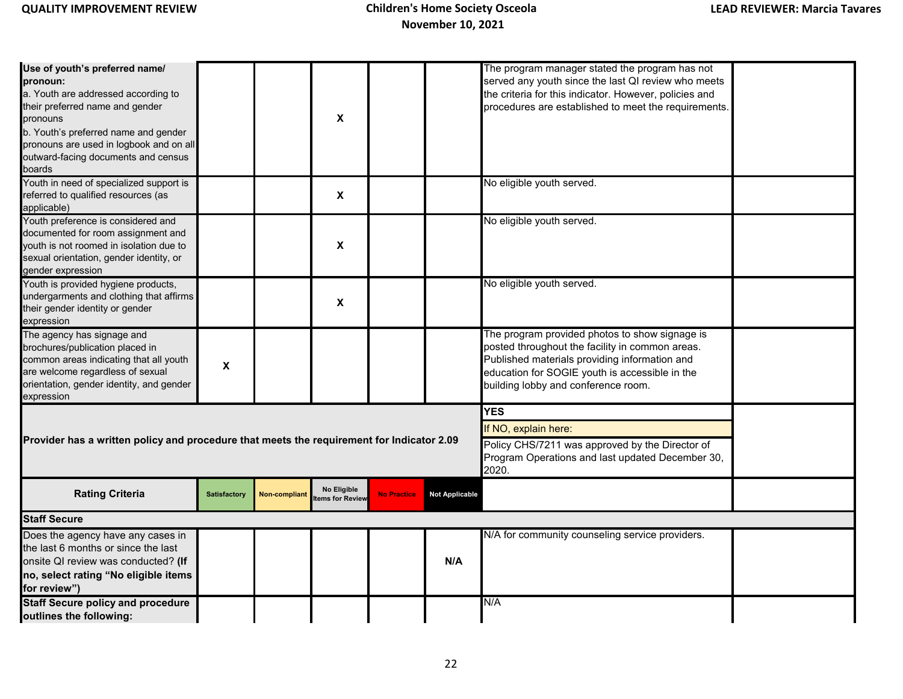| Use of youth's preferred name/ pronoun: a. Youth are addressed according to their preferred name and gender pronouns b. Youth's preferred name and gender pronouns are used in logbook and on all outward-facing documents and census boards | | | X | | | The program manager stated the program has not served any youth since the last QI review who meets the criteria for this indicator. However, policies and procedures are established to meet the requirements. | |
|---|---|---|---|---|---|---|---|
| Youth in need of specialized support is referred to qualified resources (as applicable) | | | X | | | No eligible youth served. | |
| Youth preference is considered and documented for room assignment and youth is not roomed in isolation due to sexual orientation, gender identity, or gender expression | | | X | | | No eligible youth served. | |
| Youth is provided hygiene products, undergarments and clothing that affirms their gender identity or gender expression | | | X | | | No eligible youth served. | |
| The agency has signage and brochures/publication placed in common areas indicating that all youth are welcome regardless of sexual orientation, gender identity, and gender expression | X | | | | | The program provided photos to show signage is posted throughout the facility in common areas. Published materials providing information and education for SOGIE youth is accessible in the building lobby and conference room. | |
| **Provider has a written policy and procedure that meets the requirement for Indicator 2.09** | | | | | | **YES** If NO, explain here: Policy CHS/7211 was approved by the Director of Program Operations and last updated December 30, 2020. | |
| **Rating Criteria** | **Satisfactory** | **Non-compliant** | **No Eligible Items for Review** | **No Practice** | **Not Applicable** | | |
| **Staff Secure** | | | | | | | |
| Does the agency have any cases in the last 6 months or since the last onsite QI review was conducted? **(If no, select rating "No eligible items for review")** | | | | | N/A | N/A for community counseling service providers. | |
| **Staff Secure policy and procedure outlines the following:** | | | | | | N/A | |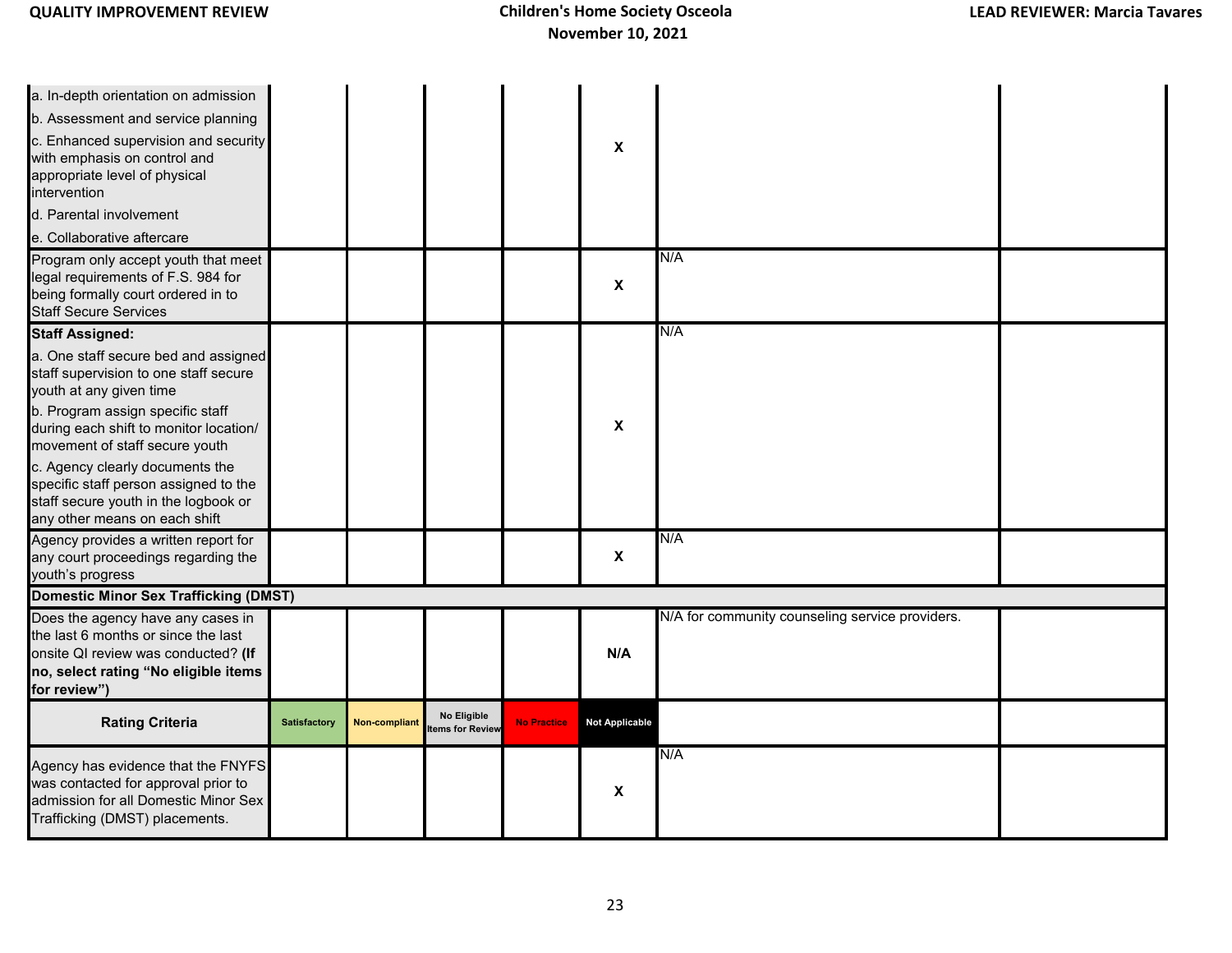| | | | | | | | |
|---|---|---|---|---|---|---|---|
| a. In-depth orientation on admission<br>b. Assessment and service planning<br>c. Enhanced supervision and security with emphasis on control and appropriate level of physical intervention<br>d. Parental involvement<br>e. Collaborative aftercare | | | | | X | | |
| Program only accept youth that meet legal requirements of F.S. 984 for being formally court ordered in to Staff Secure Services | | | | | X | N/A | |
| **Staff Assigned:**<br>a. One staff secure bed and assigned staff supervision to one staff secure youth at any given time<br>b. Program assign specific staff during each shift to monitor location/ movement of staff secure youth<br>c. Agency clearly documents the specific staff person assigned to the staff secure youth in the logbook or any other means on each shift | | | | | X | N/A | |
| Agency provides a written report for any court proceedings regarding the youth's progress | | | | | X | N/A | |
| **Domestic Minor Sex Trafficking (DMST)** | | | | | | | |
| Does the agency have any cases in the last 6 months or since the last onsite QI review was conducted? **(If no, select rating "No eligible items for review")** | | | | | **N/A** | N/A for community counseling service providers. | |
| **Rating Criteria** | Satisfactory | Non-compliant | No Eligible Items for Review | No Practice | Not Applicable | | |
| Agency has evidence that the FNYFS was contacted for approval prior to admission for all Domestic Minor Sex Trafficking (DMST) placements. | | | | | X | N/A | |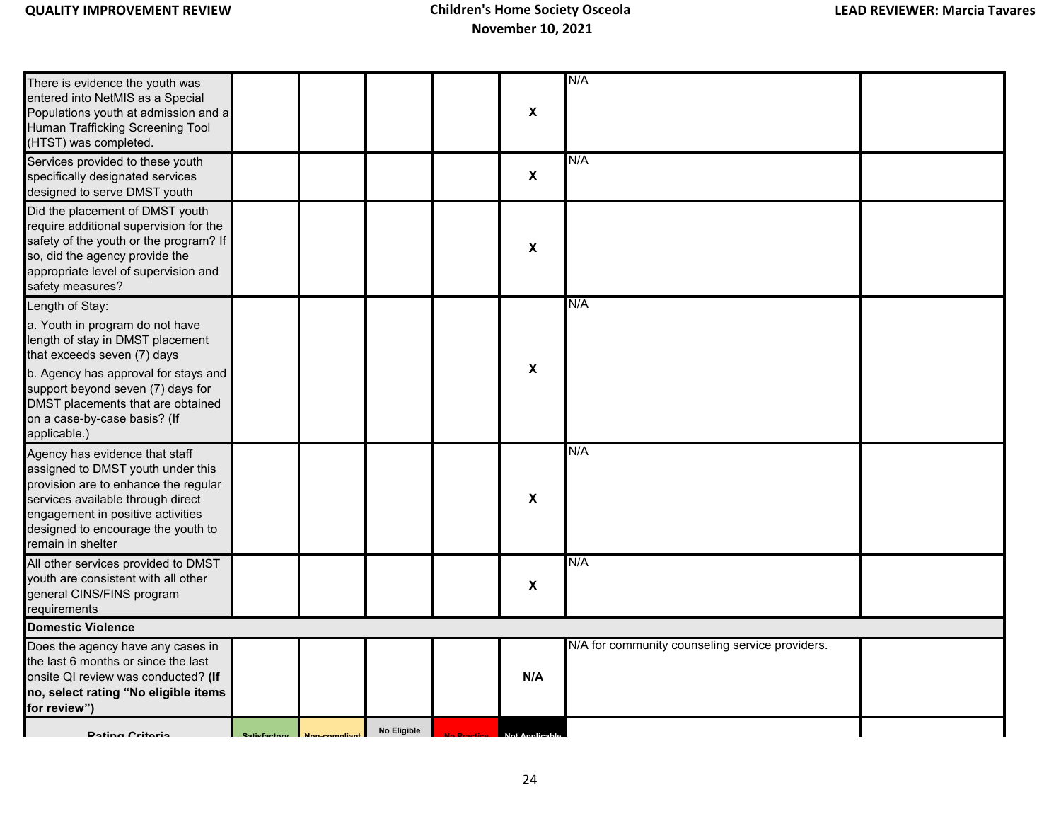| | | | | | | | |
|---|---|---|---|---|---|---|---|
| There is evidence the youth was entered into NetMIS as a Special Populations youth at admission and a Human Trafficking Screening Tool (HTST) was completed. | | | | | X | N/A | |
| Services provided to these youth specifically designated services designed to serve DMST youth | | | | | X | N/A | |
| Did the placement of DMST youth require additional supervision for the safety of the youth or the program? If so, did the agency provide the appropriate level of supervision and safety measures? | | | | | X | | |
| Length of Stay: a. Youth in program do not have length of stay in DMST placement that exceeds seven (7) days b. Agency has approval for stays and support beyond seven (7) days for DMST placements that are obtained on a case-by-case basis? (If applicable.) | | | | | X | N/A | |
| Agency has evidence that staff assigned to DMST youth under this provision are to enhance the regular services available through direct engagement in positive activities designed to encourage the youth to remain in shelter | | | | | X | N/A | |
| All other services provided to DMST youth are consistent with all other general CINS/FINS program requirements | | | | | X | N/A | |
| **Domestic Violence** | | | | | | | |
| Does the agency have any cases in the last 6 months or since the last onsite QI review was conducted? **(If no, select rating "No eligible items for review")** | | | | | N/A | N/A for community counseling service providers. | |
| **Rating Criteria** | Satisfactory | Non-compliant | No Eligible | No Practice | Not Applicable | | |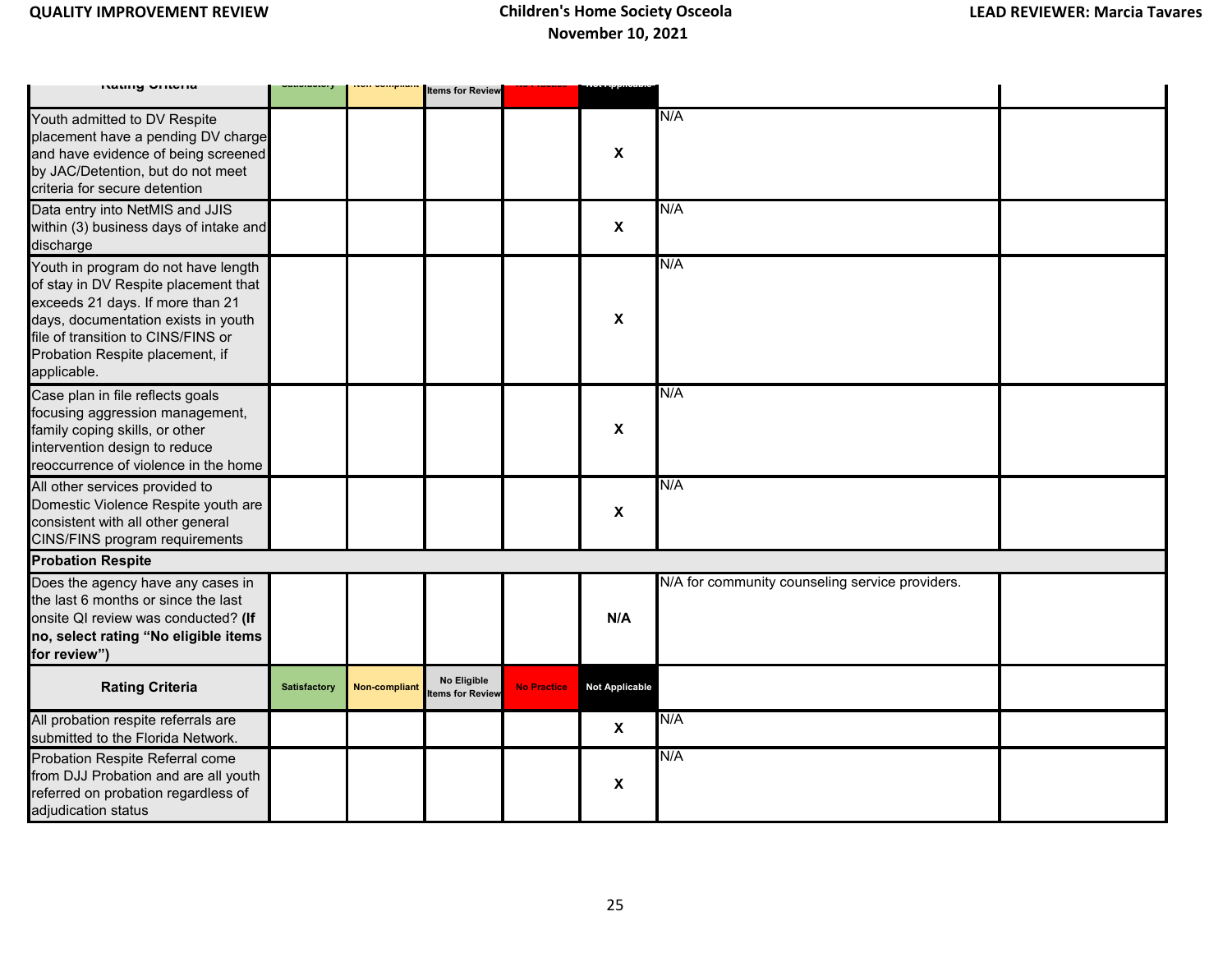| Rating Criteria | Satisfactory | Non-compliant | No Eligible Items for Review | No Practice | Not Applicable | | |
|---|---|---|---|---|---|---|---|
| Youth admitted to DV Respite placement have a pending DV charge and have evidence of being screened by JAC/Detention, but do not meet criteria for secure detention | | | | | X | N/A | |
| Data entry into NetMIS and JJIS within (3) business days of intake and discharge | | | | | X | N/A | |
| Youth in program do not have length of stay in DV Respite placement that exceeds 21 days. If more than 21 days, documentation exists in youth file of transition to CINS/FINS or Probation Respite placement, if applicable. | | | | | X | N/A | |
| Case plan in file reflects goals focusing aggression management, family coping skills, or other intervention design to reduce reoccurrence of violence in the home | | | | | X | N/A | |
| All other services provided to Domestic Violence Respite youth are consistent with all other general CINS/FINS program requirements | | | | | X | N/A | |
| **Probation Respite** | | | | | | | |
| Does the agency have any cases in the last 6 months or since the last onsite QI review was conducted? **(If no, select rating "No eligible items for review")** | | | | | N/A | N/A for community counseling service providers. | |
| **Rating Criteria** | **Satisfactory** | **Non-compliant** | **No Eligible Items for Review** | **No Practice** | **Not Applicable** | | |
| All probation respite referrals are submitted to the Florida Network. | | | | | X | N/A | |
| Probation Respite Referral come from DJJ Probation and are all youth referred on probation regardless of adjudication status | | | | | X | N/A | |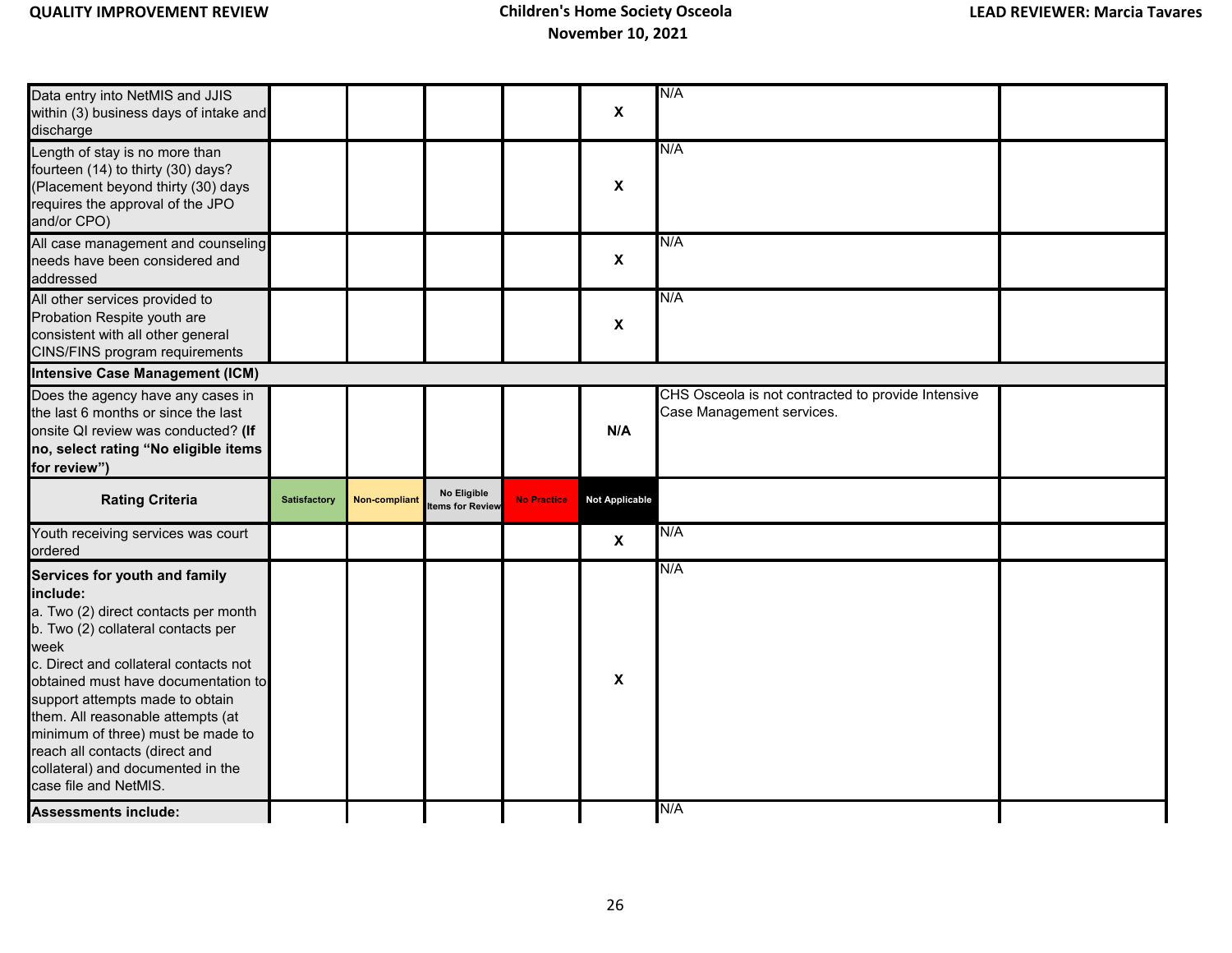| | | | | | | | |
|---|---|---|---|---|---|---|---|
| Data entry into NetMIS and JJIS within (3) business days of intake and discharge | | | | | X | N/A | |
| Length of stay is no more than fourteen (14) to thirty (30) days? (Placement beyond thirty (30) days requires the approval of the JPO and/or CPO) | | | | | X | N/A | |
| All case management and counseling needs have been considered and addressed | | | | | X | N/A | |
| All other services provided to Probation Respite youth are consistent with all other general CINS/FINS program requirements | | | | | X | N/A | |
| **Intensive Case Management (ICM)** | | | | | | | |
| Does the agency have any cases in the last 6 months or since the last onsite QI review was conducted? **(If no, select rating "No eligible items for review")** | | | | | N/A | CHS Osceola is not contracted to provide Intensive Case Management services. | |
| **Rating Criteria** | Satisfactory | Non-compliant | No Eligible Items for Review | No Practice | Not Applicable | | |
| Youth receiving services was court ordered | | | | | X | N/A | |
| **Services for youth and family include:**<br>a. Two (2) direct contacts per month<br>b. Two (2) collateral contacts per week<br>c. Direct and collateral contacts not obtained must have documentation to support attempts made to obtain them. All reasonable attempts (at minimum of three) must be made to reach all contacts (direct and collateral) and documented in the case file and NetMIS. | | | | | X | N/A | |
| **Assessments include:** | | | | | | N/A | |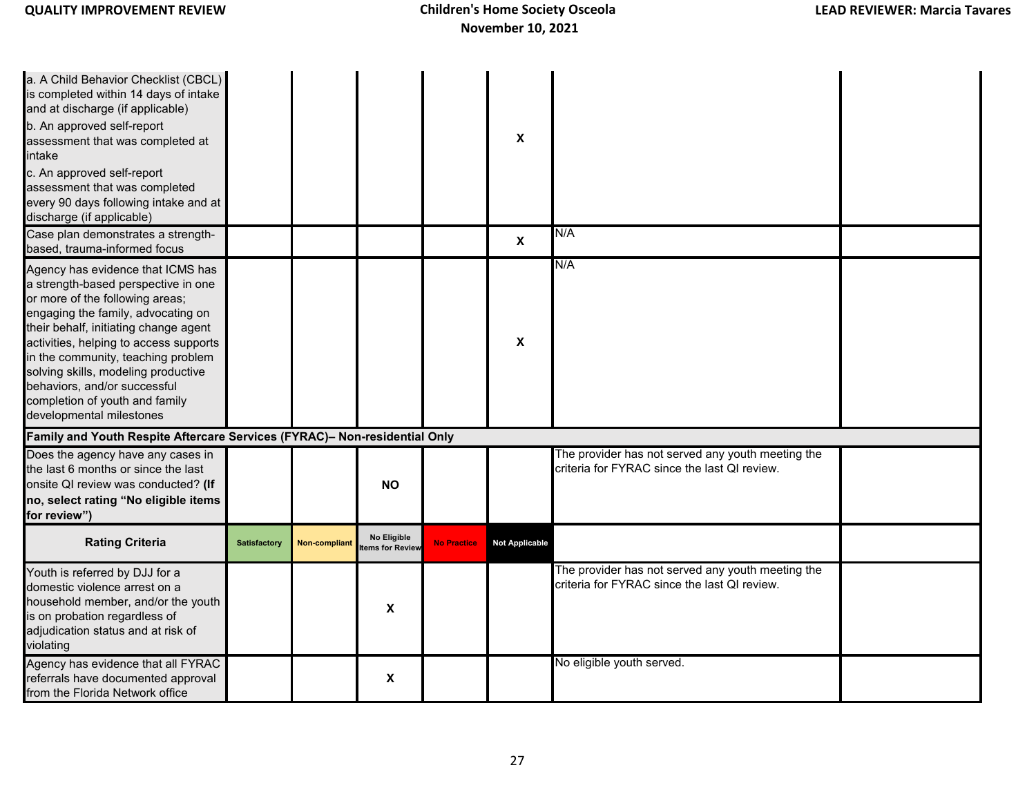| | | | | | | | |
|---|---|---|---|---|---|---|---|
| a. A Child Behavior Checklist (CBCL) is completed within 14 days of intake and at discharge (if applicable)<br>b. An approved self-report assessment that was completed at intake<br>c. An approved self-report assessment that was completed every 90 days following intake and at discharge (if applicable) | | | | | X | | |
| Case plan demonstrates a strength-based, trauma-informed focus | | | | | X | N/A | |
| Agency has evidence that ICMS has a strength-based perspective in one or more of the following areas; engaging the family, advocating on their behalf, initiating change agent activities, helping to access supports in the community, teaching problem solving skills, modeling productive behaviors, and/or successful completion of youth and family developmental milestones | | | | | X | N/A | |
| **Family and Youth Respite Aftercare Services (FYRAC)– Non-residential Only** | | | | | | | |
| Does the agency have any cases in the last 6 months or since the last onsite QI review was conducted? **(If no, select rating "No eligible items for review")** | | | NO | | | The provider has not served any youth meeting the criteria for FYRAC since the last QI review. | |
| **Rating Criteria** | Satisfactory | Non-compliant | No Eligible Items for Review | No Practice | Not Applicable | | |
| Youth is referred by DJJ for a domestic violence arrest on a household member, and/or the youth is on probation regardless of adjudication status and at risk of violating | | | X | | | The provider has not served any youth meeting the criteria for FYRAC since the last QI review. | |
| Agency has evidence that all FYRAC referrals have documented approval from the Florida Network office | | | X | | | No eligible youth served. | |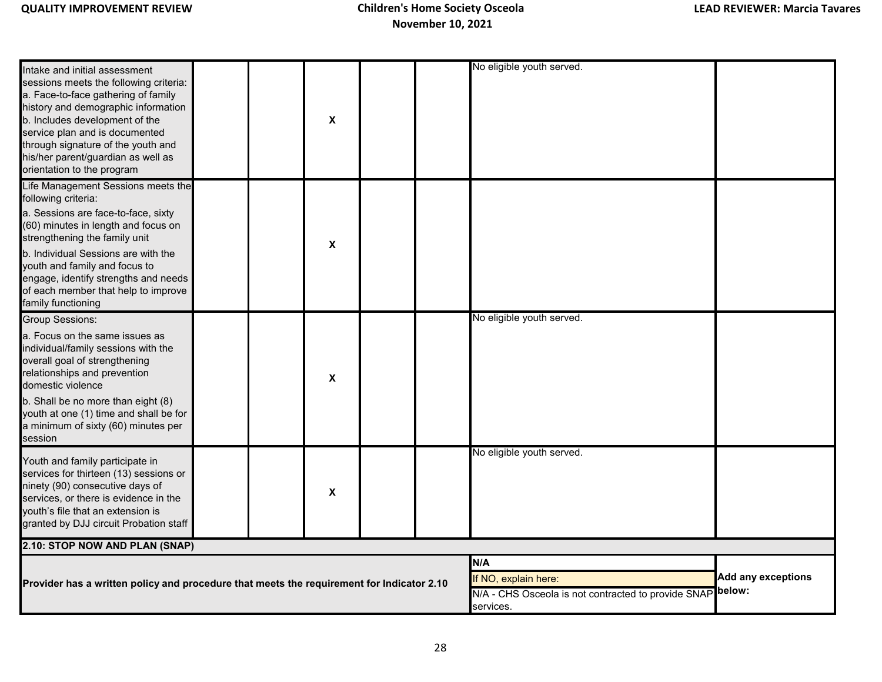| | | | | | | | |
|---|---|---|---|---|---|---|---|
| Intake and initial assessment sessions meets the following criteria:<br>a. Face-to-face gathering of family history and demographic information<br>b. Includes development of the service plan and is documented through signature of the youth and his/her parent/guardian as well as orientation to the program | | | X | | | No eligible youth served. | |
| Life Management Sessions meets the following criteria:<br>a. Sessions are face-to-face, sixty (60) minutes in length and focus on strengthening the family unit<br>b. Individual Sessions are with the youth and family and focus to engage, identify strengths and needs of each member that help to improve family functioning | | | X | | | | |
| Group Sessions:<br>a. Focus on the same issues as individual/family sessions with the overall goal of strengthening relationships and prevention domestic violence<br>b. Shall be no more than eight (8) youth at one (1) time and shall be for a minimum of sixty (60) minutes per session | | | X | | | No eligible youth served. | |
| Youth and family participate in services for thirteen (13) sessions or ninety (90) consecutive days of services, or there is evidence in the youth's file that an extension is granted by DJJ circuit Probation staff | | | X | | | No eligible youth served. | |

**2.10: STOP NOW AND PLAN (SNAP)**

| | | |
|---|---|---|
| **Provider has a written policy and procedure that meets the requirement for Indicator 2.10** | **N/A**<br>If NO, explain here:<br>N/A - CHS Osceola is not contracted to provide SNAP services. | **Add any exceptions below:** |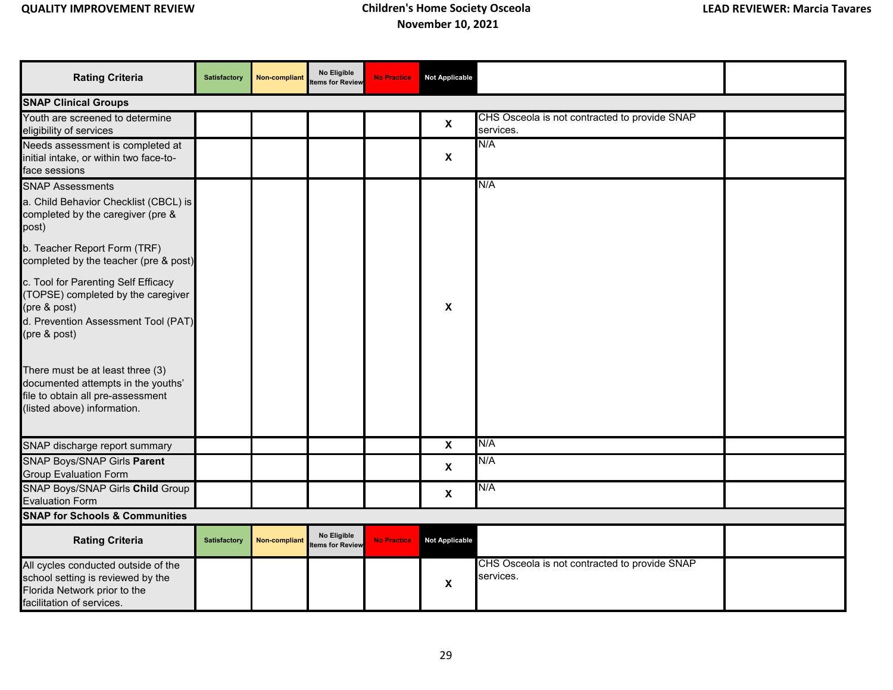| Rating Criteria | Satisfactory | Non-compliant | No Eligible Items for Review | No Practice | Not Applicable | | |
|---|---|---|---|---|---|---|---|
| **SNAP Clinical Groups** | | | | | | | |
| Youth are screened to determine eligibility of services | | | | | X | CHS Osceola is not contracted to provide SNAP services. | |
| Needs assessment is completed at initial intake, or within two face-to-face sessions | | | | | X | N/A | |
| SNAP Assessments<br>a. Child Behavior Checklist (CBCL) is completed by the caregiver (pre & post)<br>b. Teacher Report Form (TRF) completed by the teacher (pre & post)<br>c. Tool for Parenting Self Efficacy (TOPSE) completed by the caregiver (pre & post)<br>d. Prevention Assessment Tool (PAT) (pre & post)<br><br>There must be at least three (3) documented attempts in the youths' file to obtain all pre-assessment (listed above) information. | | | | | X | N/A | |
| SNAP discharge report summary | | | | | X | N/A | |
| SNAP Boys/SNAP Girls **Parent** Group Evaluation Form | | | | | X | N/A | |
| SNAP Boys/SNAP Girls **Child** Group Evaluation Form | | | | | X | N/A | |
| **SNAP for Schools & Communities** | | | | | | | |
| **Rating Criteria** | **Satisfactory** | **Non-compliant** | **No Eligible Items for Review** | **No Practice** | **Not Applicable** | | |
| All cycles conducted outside of the school setting is reviewed by the Florida Network prior to the facilitation of services. | | | | | X | CHS Osceola is not contracted to provide SNAP services. | |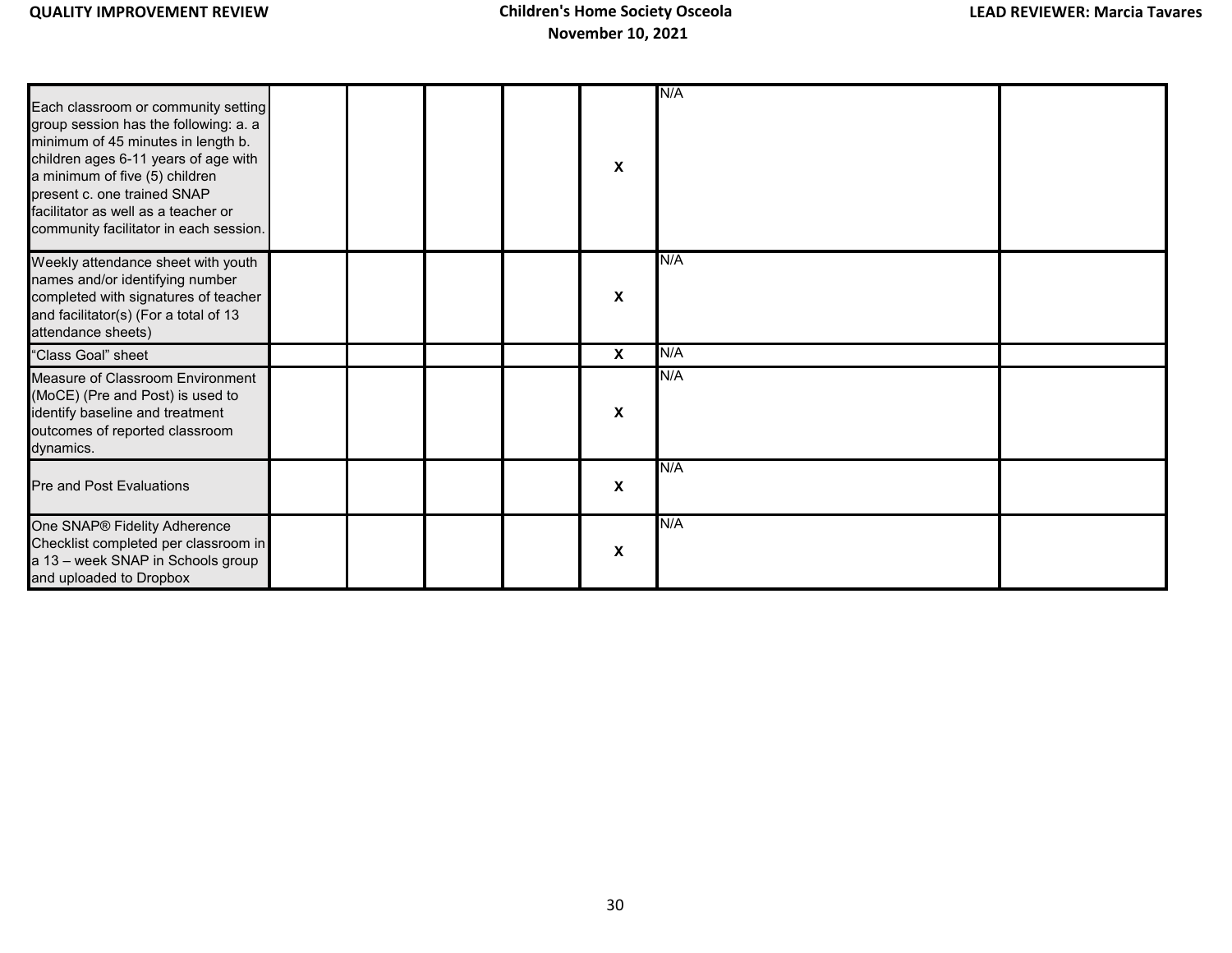| | | | | | | |
|---|---|---|---|---|---|---|
| Each classroom or community setting group session has the following: a. a minimum of 45 minutes in length b. children ages 6-11 years of age with a minimum of five (5) children present c. one trained SNAP facilitator as well as a teacher or community facilitator in each session. | | | | X | N/A | |
| Weekly attendance sheet with youth names and/or identifying number completed with signatures of teacher and facilitator(s) (For a total of 13 attendance sheets) | | | | X | N/A | |
| "Class Goal" sheet | | | | X | N/A | |
| Measure of Classroom Environment (MoCE) (Pre and Post) is used to identify baseline and treatment outcomes of reported classroom dynamics. | | | | X | N/A | |
| Pre and Post Evaluations | | | | X | N/A | |
| One SNAP® Fidelity Adherence Checklist completed per classroom in a 13 – week SNAP in Schools group and uploaded to Dropbox | | | | X | N/A | |